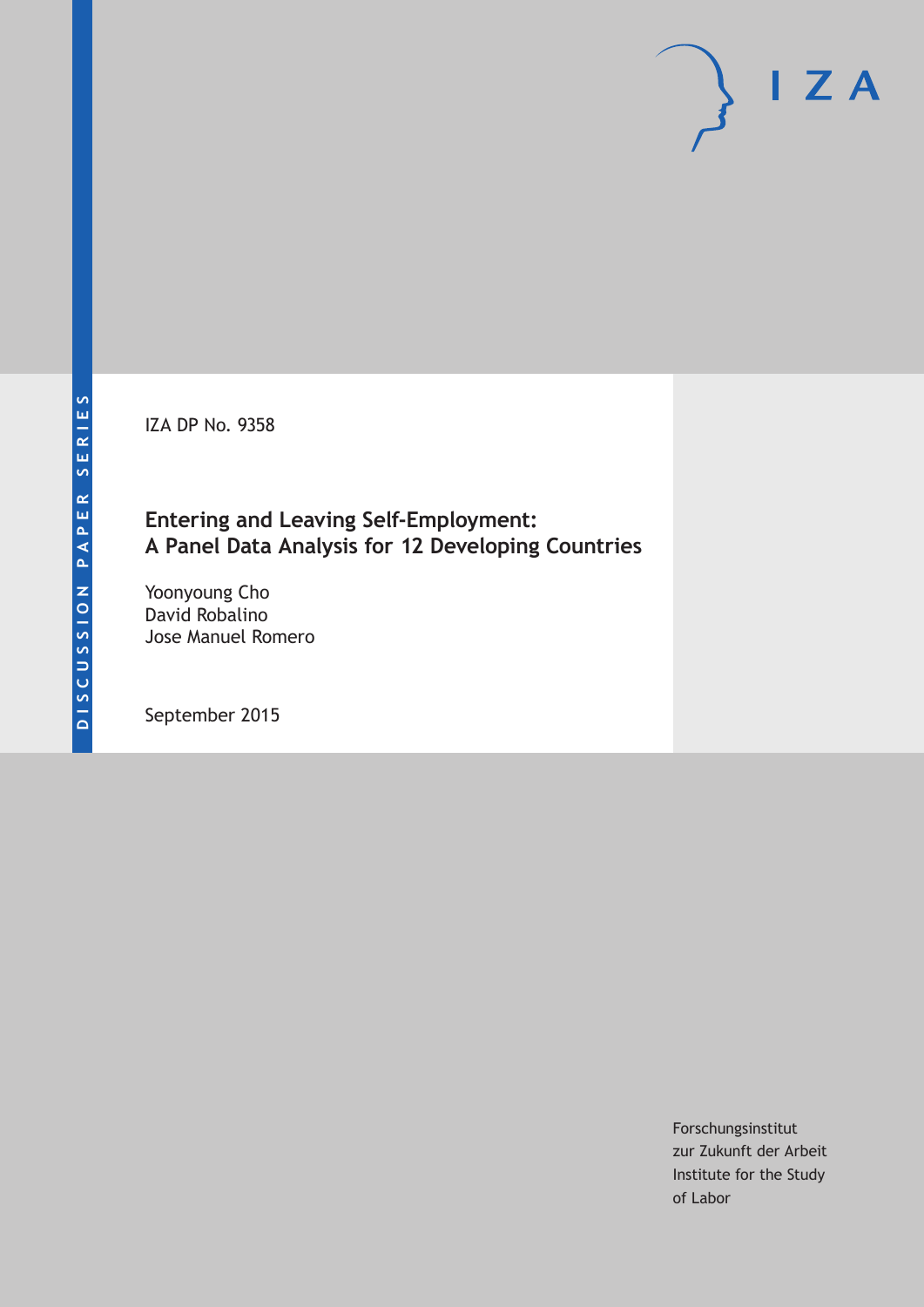DISCUSSION PAPER SERIES

IZA

IZA DP No. 9358

# Entering and Leaving Self-Employment: A Panel Data Analysis for 12 Developing Countries

Yoonyoung Cho
David Robalino
Jose Manuel Romero

September 2015

Forschungsinstitut
zur Zukunft der Arbeit
Institute for the Study
of Labor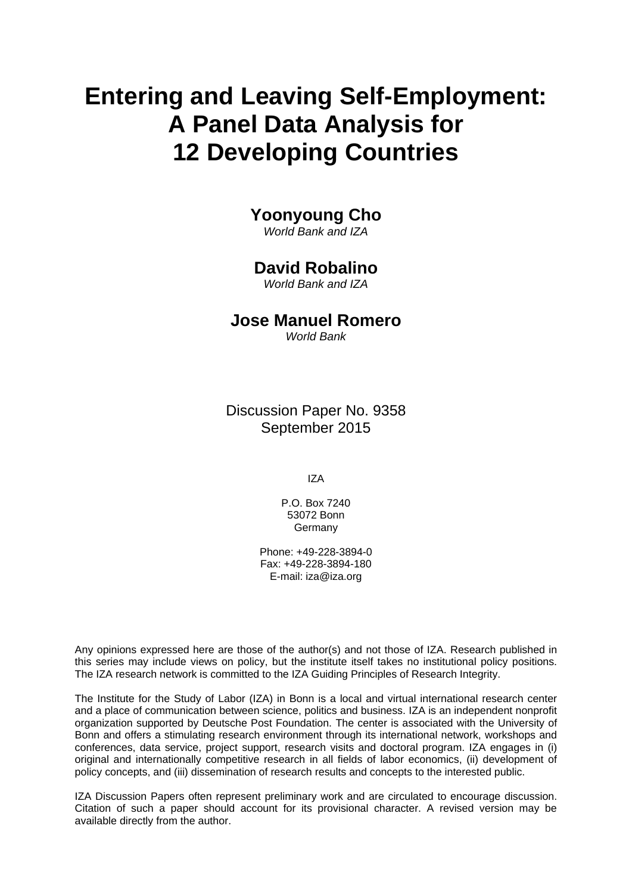# Entering and Leaving Self-Employment: A Panel Data Analysis for 12 Developing Countries

**Yoonyoung Cho**
*World Bank and IZA*

**David Robalino**
*World Bank and IZA*

**Jose Manuel Romero**
*World Bank*

Discussion Paper No. 9358
September 2015

IZA

P.O. Box 7240
53072 Bonn
Germany

Phone: +49-228-3894-0
Fax: +49-228-3894-180
E-mail: iza@iza.org

Any opinions expressed here are those of the author(s) and not those of IZA. Research published in this series may include views on policy, but the institute itself takes no institutional policy positions. The IZA research network is committed to the IZA Guiding Principles of Research Integrity.

The Institute for the Study of Labor (IZA) in Bonn is a local and virtual international research center and a place of communication between science, politics and business. IZA is an independent nonprofit organization supported by Deutsche Post Foundation. The center is associated with the University of Bonn and offers a stimulating research environment through its international network, workshops and conferences, data service, project support, research visits and doctoral program. IZA engages in (i) original and internationally competitive research in all fields of labor economics, (ii) development of policy concepts, and (iii) dissemination of research results and concepts to the interested public.

IZA Discussion Papers often represent preliminary work and are circulated to encourage discussion. Citation of such a paper should account for its provisional character. A revised version may be available directly from the author.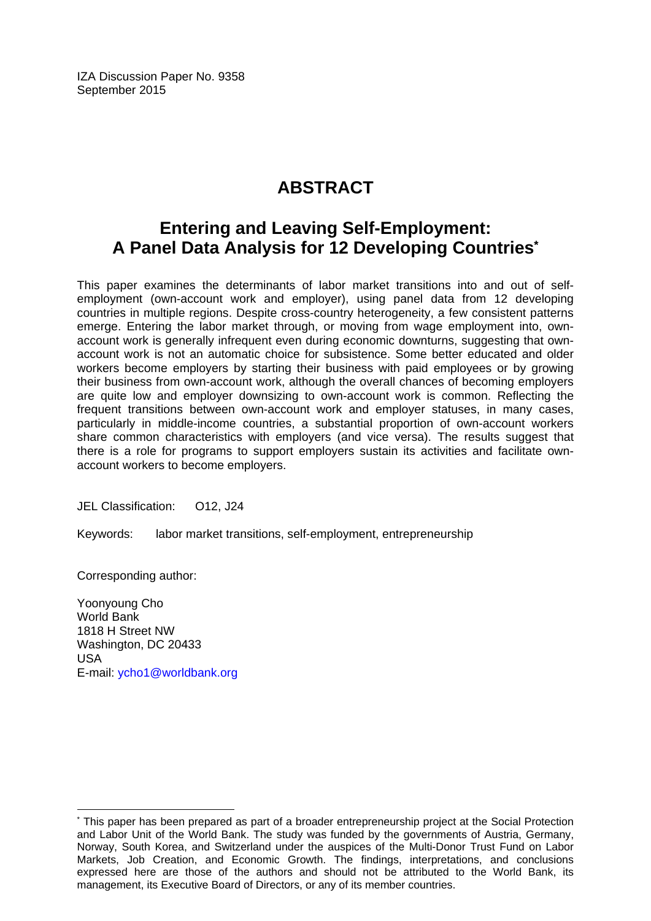IZA Discussion Paper No. 9358
September 2015

# ABSTRACT

## Entering and Leaving Self-Employment: A Panel Data Analysis for 12 Developing Countries*

This paper examines the determinants of labor market transitions into and out of self-employment (own-account work and employer), using panel data from 12 developing countries in multiple regions. Despite cross-country heterogeneity, a few consistent patterns emerge. Entering the labor market through, or moving from wage employment into, own-account work is generally infrequent even during economic downturns, suggesting that own-account work is not an automatic choice for subsistence. Some better educated and older workers become employers by starting their business with paid employees or by growing their business from own-account work, although the overall chances of becoming employers are quite low and employer downsizing to own-account work is common. Reflecting the frequent transitions between own-account work and employer statuses, in many cases, particularly in middle-income countries, a substantial proportion of own-account workers share common characteristics with employers (and vice versa). The results suggest that there is a role for programs to support employers sustain its activities and facilitate own-account workers to become employers.

JEL Classification: O12, J24

Keywords: labor market transitions, self-employment, entrepreneurship

Corresponding author:

Yoonyoung Cho
World Bank
1818 H Street NW
Washington, DC 20433
USA
E-mail: ycho1@worldbank.org

---

* This paper has been prepared as part of a broader entrepreneurship project at the Social Protection and Labor Unit of the World Bank. The study was funded by the governments of Austria, Germany, Norway, South Korea, and Switzerland under the auspices of the Multi-Donor Trust Fund on Labor Markets, Job Creation, and Economic Growth. The findings, interpretations, and conclusions expressed here are those of the authors and should not be attributed to the World Bank, its management, its Executive Board of Directors, or any of its member countries.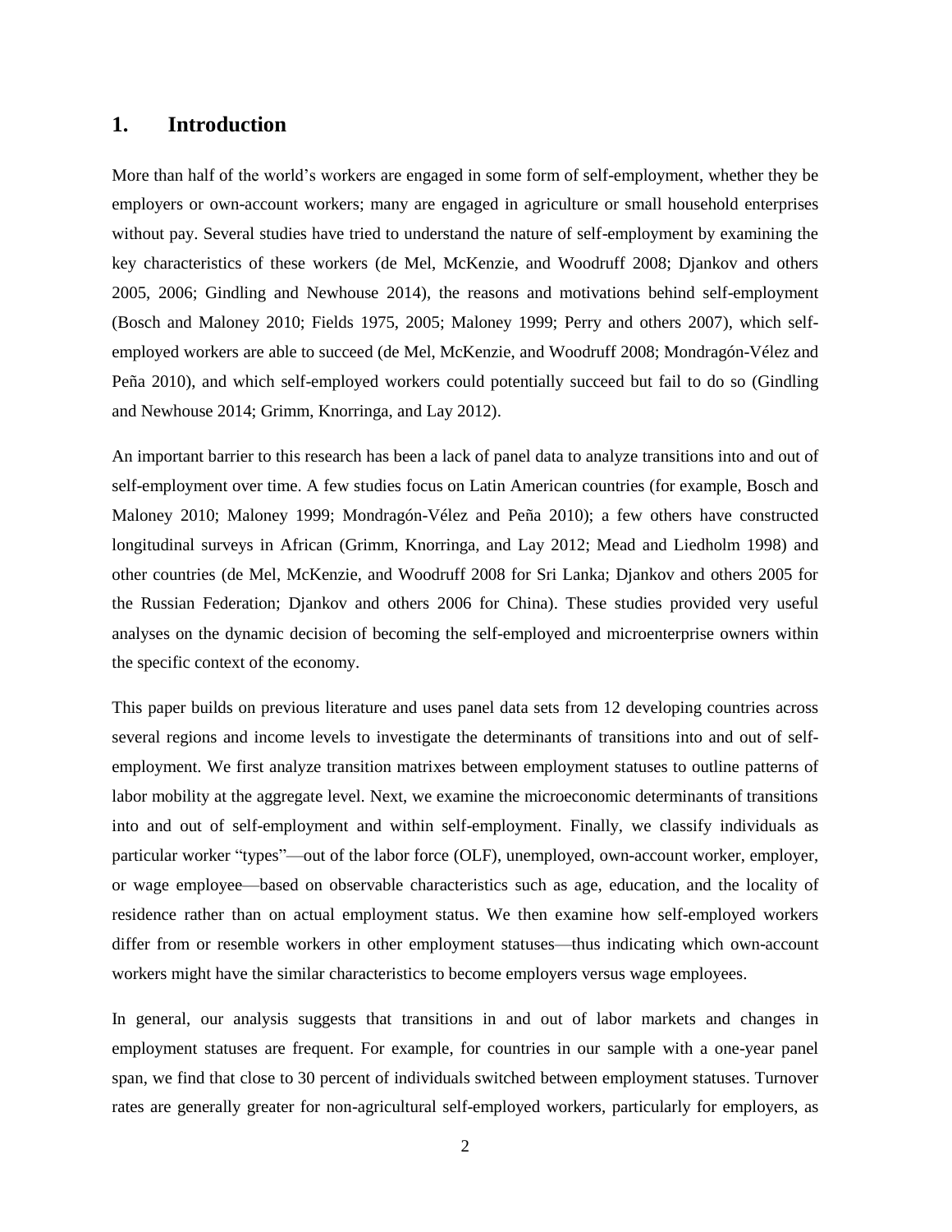## 1. Introduction

More than half of the world's workers are engaged in some form of self-employment, whether they be employers or own-account workers; many are engaged in agriculture or small household enterprises without pay. Several studies have tried to understand the nature of self-employment by examining the key characteristics of these workers (de Mel, McKenzie, and Woodruff 2008; Djankov and others 2005, 2006; Gindling and Newhouse 2014), the reasons and motivations behind self-employment (Bosch and Maloney 2010; Fields 1975, 2005; Maloney 1999; Perry and others 2007), which self-employed workers are able to succeed (de Mel, McKenzie, and Woodruff 2008; Mondragón-Vélez and Peña 2010), and which self-employed workers could potentially succeed but fail to do so (Gindling and Newhouse 2014; Grimm, Knorringa, and Lay 2012).

An important barrier to this research has been a lack of panel data to analyze transitions into and out of self-employment over time. A few studies focus on Latin American countries (for example, Bosch and Maloney 2010; Maloney 1999; Mondragón-Vélez and Peña 2010); a few others have constructed longitudinal surveys in African (Grimm, Knorringa, and Lay 2012; Mead and Liedholm 1998) and other countries (de Mel, McKenzie, and Woodruff 2008 for Sri Lanka; Djankov and others 2005 for the Russian Federation; Djankov and others 2006 for China). These studies provided very useful analyses on the dynamic decision of becoming the self-employed and microenterprise owners within the specific context of the economy.

This paper builds on previous literature and uses panel data sets from 12 developing countries across several regions and income levels to investigate the determinants of transitions into and out of self-employment. We first analyze transition matrixes between employment statuses to outline patterns of labor mobility at the aggregate level. Next, we examine the microeconomic determinants of transitions into and out of self-employment and within self-employment. Finally, we classify individuals as particular worker "types"—out of the labor force (OLF), unemployed, own-account worker, employer, or wage employee—based on observable characteristics such as age, education, and the locality of residence rather than on actual employment status. We then examine how self-employed workers differ from or resemble workers in other employment statuses—thus indicating which own-account workers might have the similar characteristics to become employers versus wage employees.

In general, our analysis suggests that transitions in and out of labor markets and changes in employment statuses are frequent. For example, for countries in our sample with a one-year panel span, we find that close to 30 percent of individuals switched between employment statuses. Turnover rates are generally greater for non-agricultural self-employed workers, particularly for employers, as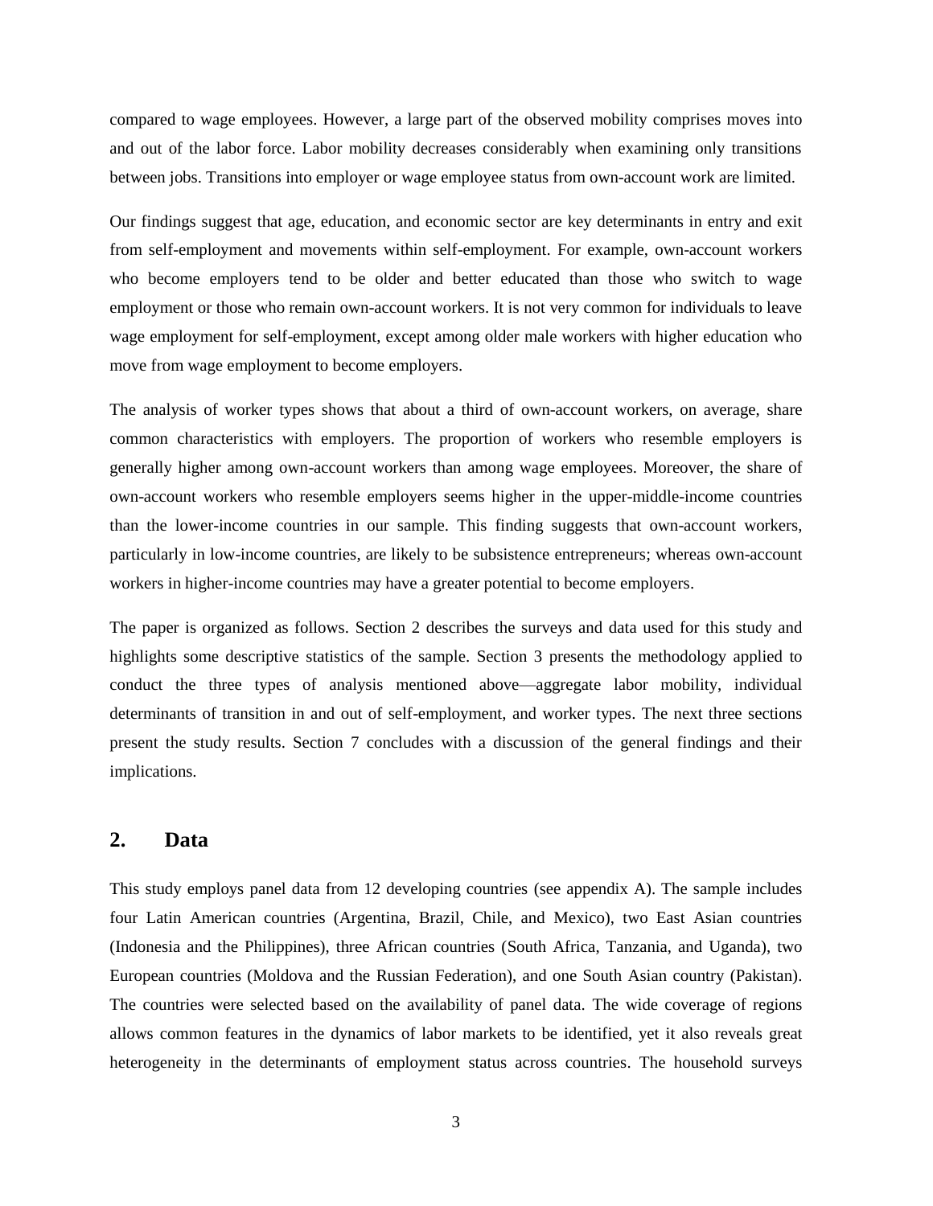compared to wage employees. However, a large part of the observed mobility comprises moves into and out of the labor force. Labor mobility decreases considerably when examining only transitions between jobs. Transitions into employer or wage employee status from own-account work are limited.

Our findings suggest that age, education, and economic sector are key determinants in entry and exit from self-employment and movements within self-employment. For example, own-account workers who become employers tend to be older and better educated than those who switch to wage employment or those who remain own-account workers. It is not very common for individuals to leave wage employment for self-employment, except among older male workers with higher education who move from wage employment to become employers.

The analysis of worker types shows that about a third of own-account workers, on average, share common characteristics with employers. The proportion of workers who resemble employers is generally higher among own-account workers than among wage employees. Moreover, the share of own-account workers who resemble employers seems higher in the upper-middle-income countries than the lower-income countries in our sample. This finding suggests that own-account workers, particularly in low-income countries, are likely to be subsistence entrepreneurs; whereas own-account workers in higher-income countries may have a greater potential to become employers.

The paper is organized as follows. Section 2 describes the surveys and data used for this study and highlights some descriptive statistics of the sample. Section 3 presents the methodology applied to conduct the three types of analysis mentioned above—aggregate labor mobility, individual determinants of transition in and out of self-employment, and worker types. The next three sections present the study results. Section 7 concludes with a discussion of the general findings and their implications.

## 2. Data

This study employs panel data from 12 developing countries (see appendix A). The sample includes four Latin American countries (Argentina, Brazil, Chile, and Mexico), two East Asian countries (Indonesia and the Philippines), three African countries (South Africa, Tanzania, and Uganda), two European countries (Moldova and the Russian Federation), and one South Asian country (Pakistan). The countries were selected based on the availability of panel data. The wide coverage of regions allows common features in the dynamics of labor markets to be identified, yet it also reveals great heterogeneity in the determinants of employment status across countries. The household surveys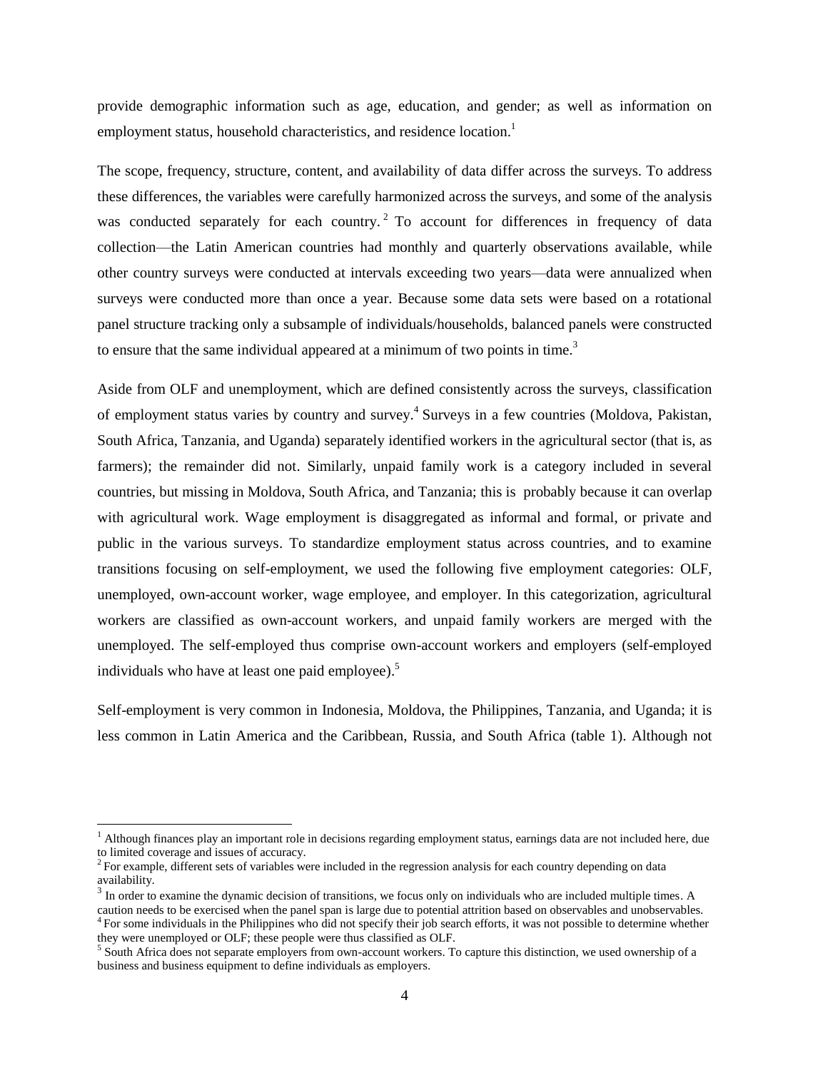provide demographic information such as age, education, and gender; as well as information on employment status, household characteristics, and residence location.[1]

The scope, frequency, structure, content, and availability of data differ across the surveys. To address these differences, the variables were carefully harmonized across the surveys, and some of the analysis was conducted separately for each country.[2] To account for differences in frequency of data collection—the Latin American countries had monthly and quarterly observations available, while other country surveys were conducted at intervals exceeding two years—data were annualized when surveys were conducted more than once a year. Because some data sets were based on a rotational panel structure tracking only a subsample of individuals/households, balanced panels were constructed to ensure that the same individual appeared at a minimum of two points in time.[3]

Aside from OLF and unemployment, which are defined consistently across the surveys, classification of employment status varies by country and survey.[4] Surveys in a few countries (Moldova, Pakistan, South Africa, Tanzania, and Uganda) separately identified workers in the agricultural sector (that is, as farmers); the remainder did not. Similarly, unpaid family work is a category included in several countries, but missing in Moldova, South Africa, and Tanzania; this is probably because it can overlap with agricultural work. Wage employment is disaggregated as informal and formal, or private and public in the various surveys. To standardize employment status across countries, and to examine transitions focusing on self-employment, we used the following five employment categories: OLF, unemployed, own-account worker, wage employee, and employer. In this categorization, agricultural workers are classified as own-account workers, and unpaid family workers are merged with the unemployed. The self-employed thus comprise own-account workers and employers (self-employed individuals who have at least one paid employee).[5]

Self-employment is very common in Indonesia, Moldova, the Philippines, Tanzania, and Uganda; it is less common in Latin America and the Caribbean, Russia, and South Africa (table 1). Although not

---

[1] Although finances play an important role in decisions regarding employment status, earnings data are not included here, due to limited coverage and issues of accuracy.

[2] For example, different sets of variables were included in the regression analysis for each country depending on data availability.

[3] In order to examine the dynamic decision of transitions, we focus only on individuals who are included multiple times. A caution needs to be exercised when the panel span is large due to potential attrition based on observables and unobservables.

[4] For some individuals in the Philippines who did not specify their job search efforts, it was not possible to determine whether they were unemployed or OLF; these people were thus classified as OLF.

[5] South Africa does not separate employers from own-account workers. To capture this distinction, we used ownership of a business and business equipment to define individuals as employers.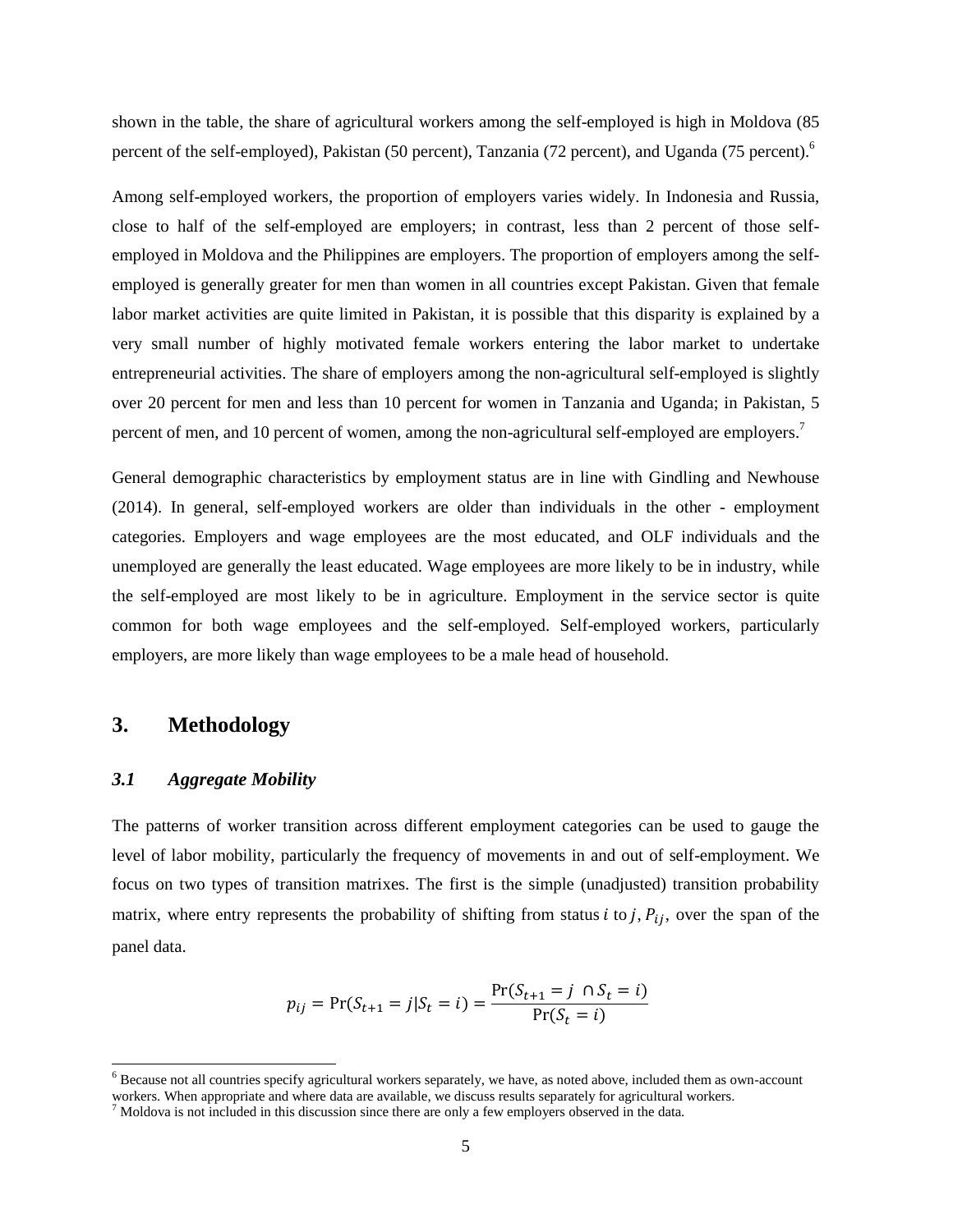shown in the table, the share of agricultural workers among the self-employed is high in Moldova (85 percent of the self-employed), Pakistan (50 percent), Tanzania (72 percent), and Uganda (75 percent).[6]

Among self-employed workers, the proportion of employers varies widely. In Indonesia and Russia, close to half of the self-employed are employers; in contrast, less than 2 percent of those self-employed in Moldova and the Philippines are employers. The proportion of employers among the self-employed is generally greater for men than women in all countries except Pakistan. Given that female labor market activities are quite limited in Pakistan, it is possible that this disparity is explained by a very small number of highly motivated female workers entering the labor market to undertake entrepreneurial activities. The share of employers among the non-agricultural self-employed is slightly over 20 percent for men and less than 10 percent for women in Tanzania and Uganda; in Pakistan, 5 percent of men, and 10 percent of women, among the non-agricultural self-employed are employers.[7]

General demographic characteristics by employment status are in line with Gindling and Newhouse (2014). In general, self-employed workers are older than individuals in the other - employment categories. Employers and wage employees are the most educated, and OLF individuals and the unemployed are generally the least educated. Wage employees are more likely to be in industry, while the self-employed are most likely to be in agriculture. Employment in the service sector is quite common for both wage employees and the self-employed. Self-employed workers, particularly employers, are more likely than wage employees to be a male head of household.

## 3. Methodology

### *3.1 Aggregate Mobility*

The patterns of worker transition across different employment categories can be used to gauge the level of labor mobility, particularly the frequency of movements in and out of self-employment. We focus on two types of transition matrixes. The first is the simple (unadjusted) transition probability matrix, where entry represents the probability of shifting from status $i$ to $j$, $P_{ij}$, over the span of the panel data.

$$p_{ij} = \Pr(S_{t+1} = j | S_t = i) = \frac{\Pr(S_{t+1} = j \cap S_t = i)}{\Pr(S_t = i)}$$

---

[6] Because not all countries specify agricultural workers separately, we have, as noted above, included them as own-account workers. When appropriate and where data are available, we discuss results separately for agricultural workers.

[7] Moldova is not included in this discussion since there are only a few employers observed in the data.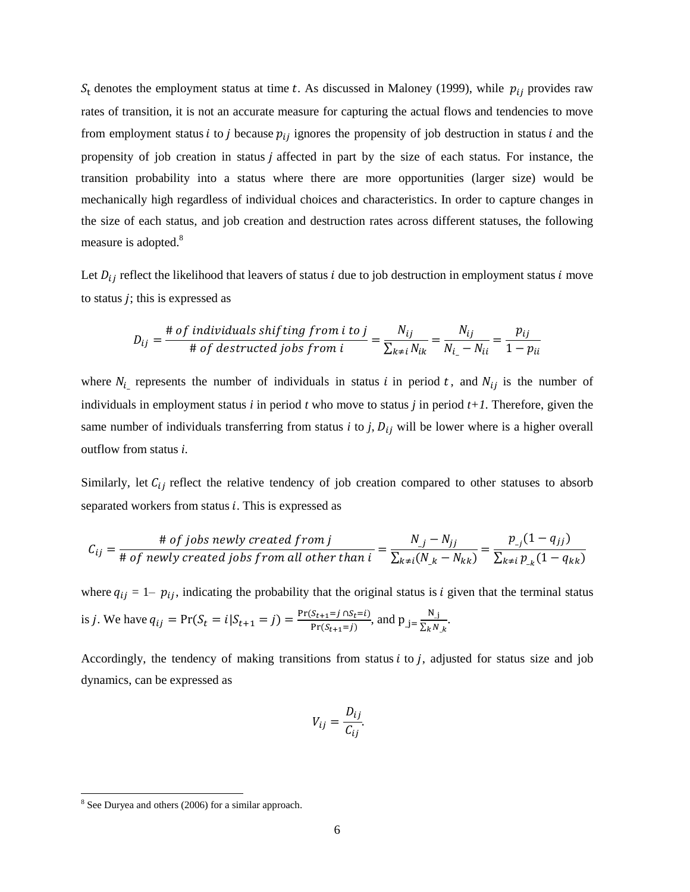$S_t$ denotes the employment status at time $t$. As discussed in Maloney (1999), while $p_{ij}$ provides raw rates of transition, it is not an accurate measure for capturing the actual flows and tendencies to move from employment status $i$ to $j$ because $p_{ij}$ ignores the propensity of job destruction in status $i$ and the propensity of job creation in status $j$ affected in part by the size of each status. For instance, the transition probability into a status where there are more opportunities (larger size) would be mechanically high regardless of individual choices and characteristics. In order to capture changes in the size of each status, and job creation and destruction rates across different statuses, the following measure is adopted.[8]

Let $D_{ij}$ reflect the likelihood that leavers of status $i$ due to job destruction in employment status $i$ move to status $j$; this is expressed as

$$D_{ij} = \frac{\#\ of\ individuals\ shifting\ from\ i\ to\ j}{\#\ of\ destructed\ jobs\ from\ i} = \frac{N_{ij}}{\sum_{k \neq i} N_{ik}} = \frac{N_{ij}}{N_{i\_} - N_{ii}} = \frac{p_{ij}}{1 - p_{ii}}$$

where $N_{i\_}$ represents the number of individuals in status $i$ in period $t$, and $N_{ij}$ is the number of individuals in employment status $i$ in period $t$ who move to status $j$ in period $t+1$. Therefore, given the same number of individuals transferring from status $i$ to $j$, $D_{ij}$ will be lower where is a higher overall outflow from status $i$.

Similarly, let $C_{ij}$ reflect the relative tendency of job creation compared to other statuses to absorb separated workers from status $i$. This is expressed as

$$C_{ij} = \frac{\#\ of\ jobs\ newly\ created\ from\ j}{\#\ of\ newly\ created\ jobs\ from\ all\ other\ than\ i} = \frac{N_{\_j} - N_{jj}}{\sum_{k \neq i}(N_{\_k} - N_{kk})} = \frac{p_{\_j}(1 - q_{jj})}{\sum_{k \neq i} p_{\_k}(1 - q_{kk})}$$

where $q_{ij} = 1 - p_{ij}$, indicating the probability that the original status is $i$ given that the terminal status is $j$. We have $q_{ij} = \Pr(S_t = i | S_{t+1} = j) = \frac{\Pr(S_{t+1} = j \cap S_t = i)}{\Pr(S_{t+1} = j)}$, and $p_{\_j} = \frac{N_{\_j}}{\sum_k N_{\_k}}$.

Accordingly, the tendency of making transitions from status $i$ to $j$, adjusted for status size and job dynamics, can be expressed as

$$V_{ij} = \frac{D_{ij}}{C_{ij}}.$$

[8] See Duryea and others (2006) for a similar approach.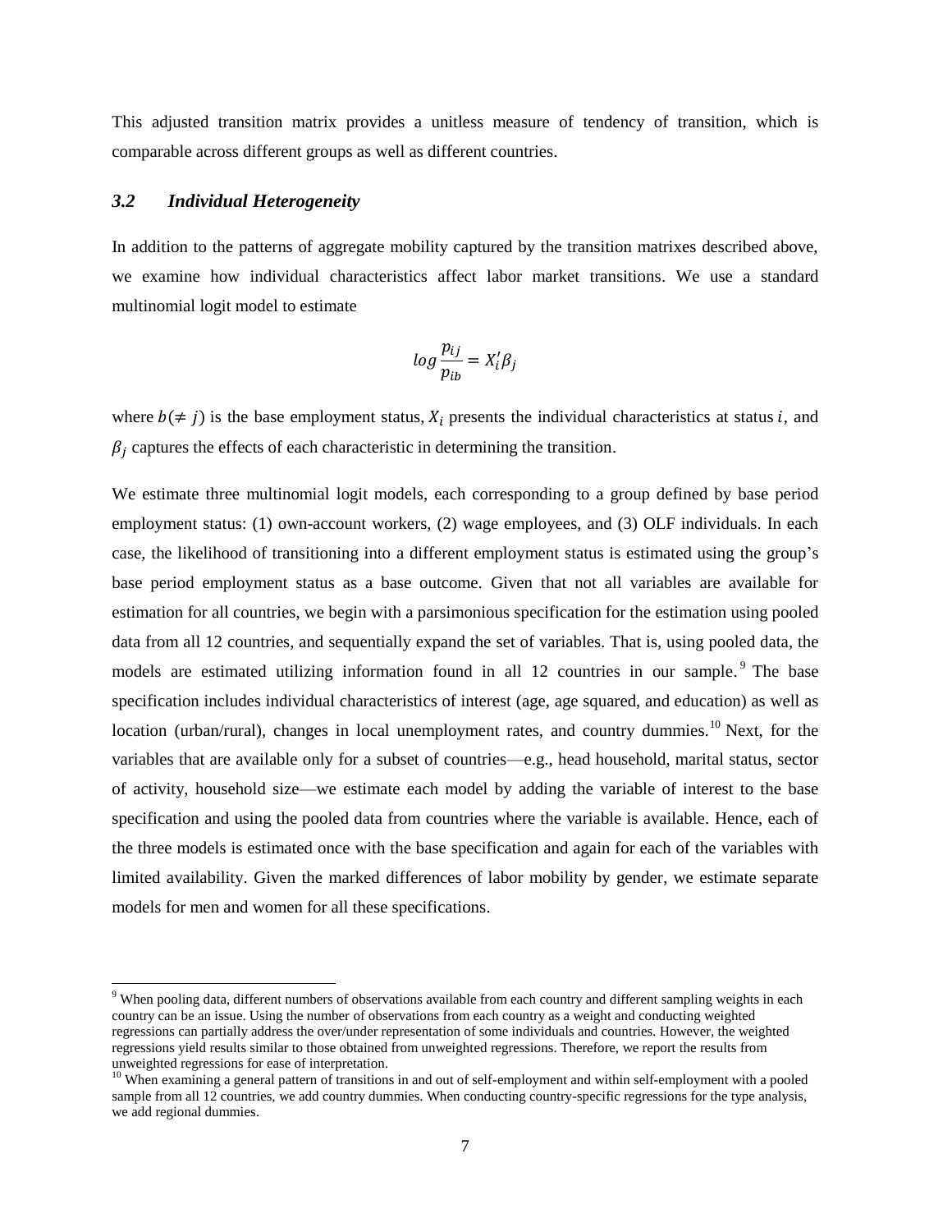This adjusted transition matrix provides a unitless measure of tendency of transition, which is comparable across different groups as well as different countries.

### *3.2 Individual Heterogeneity*

In addition to the patterns of aggregate mobility captured by the transition matrixes described above, we examine how individual characteristics affect labor market transitions. We use a standard multinomial logit model to estimate

$$log\frac{p_{ij}}{p_{ib}} = X_i'\beta_j$$

where $b(\neq j)$ is the base employment status, $X_i$ presents the individual characteristics at status $i$, and $\beta_j$ captures the effects of each characteristic in determining the transition.

We estimate three multinomial logit models, each corresponding to a group defined by base period employment status: (1) own-account workers, (2) wage employees, and (3) OLF individuals. In each case, the likelihood of transitioning into a different employment status is estimated using the group's base period employment status as a base outcome. Given that not all variables are available for estimation for all countries, we begin with a parsimonious specification for the estimation using pooled data from all 12 countries, and sequentially expand the set of variables. That is, using pooled data, the models are estimated utilizing information found in all 12 countries in our sample.[9] The base specification includes individual characteristics of interest (age, age squared, and education) as well as location (urban/rural), changes in local unemployment rates, and country dummies.[10] Next, for the variables that are available only for a subset of countries—e.g., head household, marital status, sector of activity, household size—we estimate each model by adding the variable of interest to the base specification and using the pooled data from countries where the variable is available. Hence, each of the three models is estimated once with the base specification and again for each of the variables with limited availability. Given the marked differences of labor mobility by gender, we estimate separate models for men and women for all these specifications.

---

[9] When pooling data, different numbers of observations available from each country and different sampling weights in each country can be an issue. Using the number of observations from each country as a weight and conducting weighted regressions can partially address the over/under representation of some individuals and countries. However, the weighted regressions yield results similar to those obtained from unweighted regressions. Therefore, we report the results from unweighted regressions for ease of interpretation.

[10] When examining a general pattern of transitions in and out of self-employment and within self-employment with a pooled sample from all 12 countries, we add country dummies. When conducting country-specific regressions for the type analysis, we add regional dummies.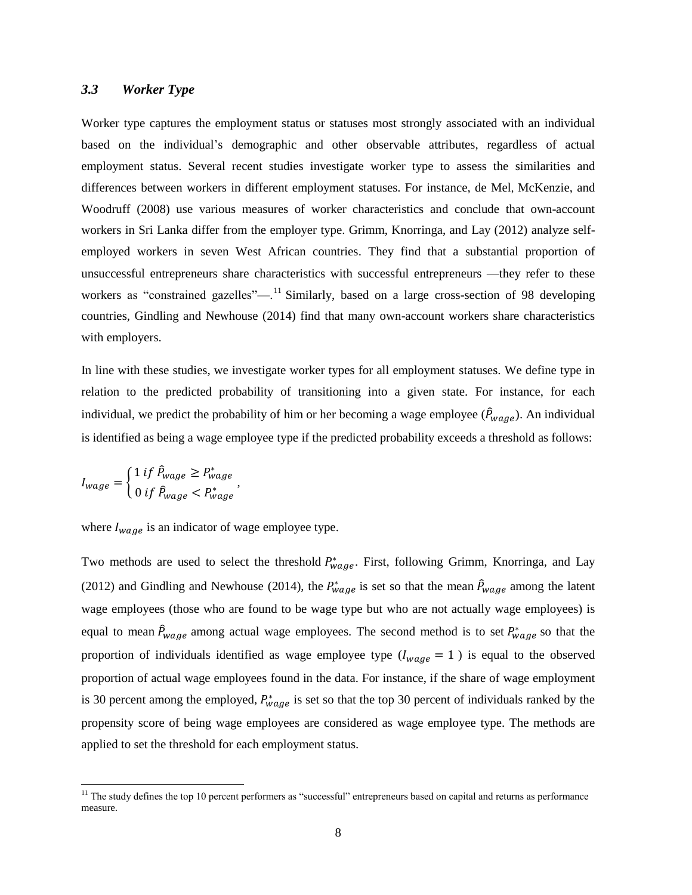### 3.3 *Worker Type*

Worker type captures the employment status or statuses most strongly associated with an individual based on the individual's demographic and other observable attributes, regardless of actual employment status. Several recent studies investigate worker type to assess the similarities and differences between workers in different employment statuses. For instance, de Mel, McKenzie, and Woodruff (2008) use various measures of worker characteristics and conclude that own-account workers in Sri Lanka differ from the employer type. Grimm, Knorringa, and Lay (2012) analyze self-employed workers in seven West African countries. They find that a substantial proportion of unsuccessful entrepreneurs share characteristics with successful entrepreneurs —they refer to these workers as "constrained gazelles"—.[11] Similarly, based on a large cross-section of 98 developing countries, Gindling and Newhouse (2014) find that many own-account workers share characteristics with employers.

In line with these studies, we investigate worker types for all employment statuses. We define type in relation to the predicted probability of transitioning into a given state. For instance, for each individual, we predict the probability of him or her becoming a wage employee ($\hat{P}_{wage}$). An individual is identified as being a wage employee type if the predicted probability exceeds a threshold as follows:

$$I_{wage} = \begin{cases} 1 \; if \; \hat{P}_{wage} \geq P^{*}_{wage} \\ 0 \; if \; \hat{P}_{wage} < P^{*}_{wage} \end{cases},$$

where $I_{wage}$ is an indicator of wage employee type.

Two methods are used to select the threshold $P^{*}_{wage}$. First, following Grimm, Knorringa, and Lay (2012) and Gindling and Newhouse (2014), the $P^{*}_{wage}$ is set so that the mean $\hat{P}_{wage}$ among the latent wage employees (those who are found to be wage type but who are not actually wage employees) is equal to mean $\hat{P}_{wage}$ among actual wage employees. The second method is to set $P^{*}_{wage}$ so that the proportion of individuals identified as wage employee type ($I_{wage} = 1$) is equal to the observed proportion of actual wage employees found in the data. For instance, if the share of wage employment is 30 percent among the employed, $P^{*}_{wage}$ is set so that the top 30 percent of individuals ranked by the propensity score of being wage employees are considered as wage employee type. The methods are applied to set the threshold for each employment status.

[11] The study defines the top 10 percent performers as "successful" entrepreneurs based on capital and returns as performance measure.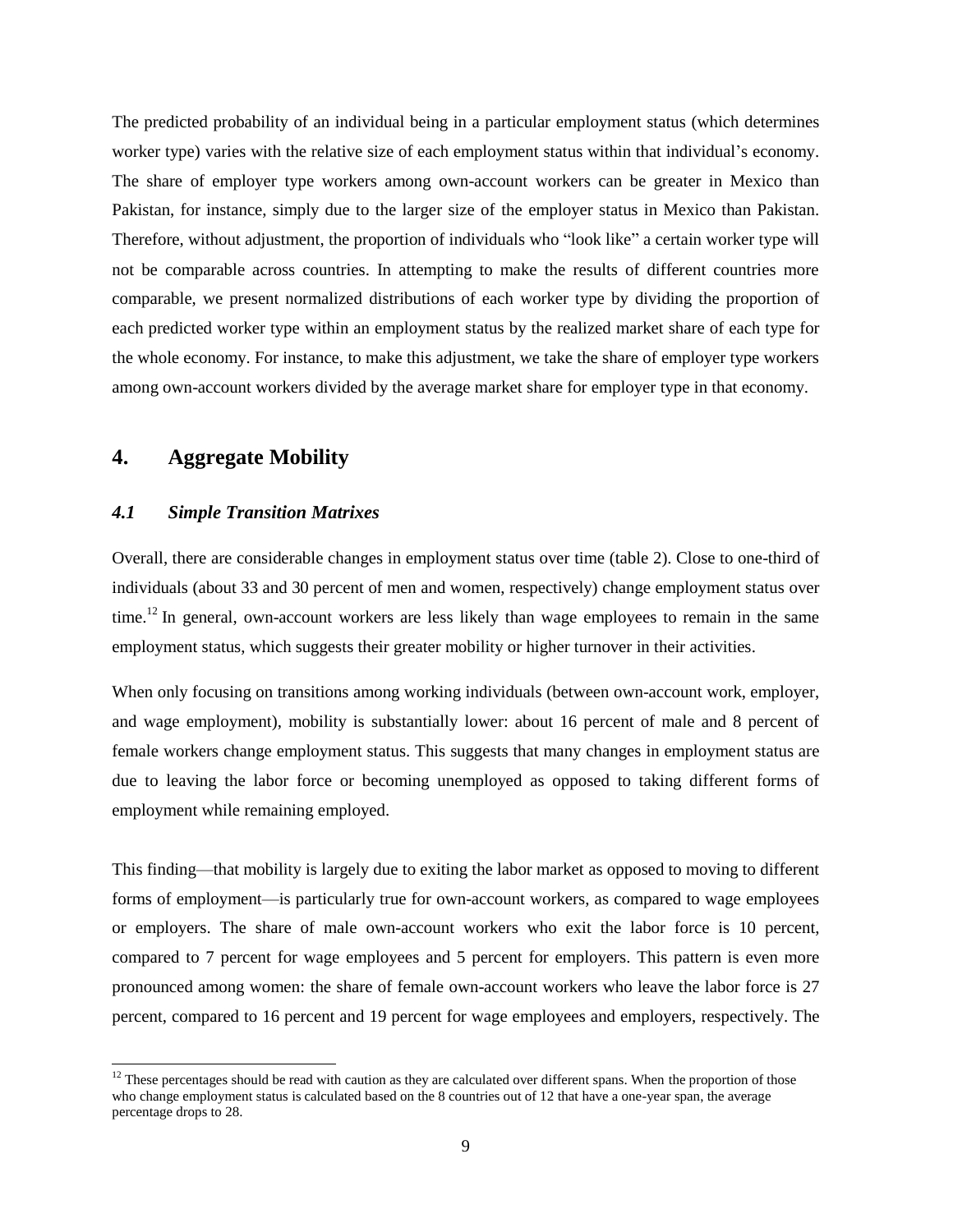The predicted probability of an individual being in a particular employment status (which determines worker type) varies with the relative size of each employment status within that individual's economy. The share of employer type workers among own-account workers can be greater in Mexico than Pakistan, for instance, simply due to the larger size of the employer status in Mexico than Pakistan. Therefore, without adjustment, the proportion of individuals who "look like" a certain worker type will not be comparable across countries. In attempting to make the results of different countries more comparable, we present normalized distributions of each worker type by dividing the proportion of each predicted worker type within an employment status by the realized market share of each type for the whole economy. For instance, to make this adjustment, we take the share of employer type workers among own-account workers divided by the average market share for employer type in that economy.

## 4. Aggregate Mobility

### *4.1 Simple Transition Matrixes*

Overall, there are considerable changes in employment status over time (table 2). Close to one-third of individuals (about 33 and 30 percent of men and women, respectively) change employment status over time.[12] In general, own-account workers are less likely than wage employees to remain in the same employment status, which suggests their greater mobility or higher turnover in their activities.

When only focusing on transitions among working individuals (between own-account work, employer, and wage employment), mobility is substantially lower: about 16 percent of male and 8 percent of female workers change employment status. This suggests that many changes in employment status are due to leaving the labor force or becoming unemployed as opposed to taking different forms of employment while remaining employed.

This finding—that mobility is largely due to exiting the labor market as opposed to moving to different forms of employment—is particularly true for own-account workers, as compared to wage employees or employers. The share of male own-account workers who exit the labor force is 10 percent, compared to 7 percent for wage employees and 5 percent for employers. This pattern is even more pronounced among women: the share of female own-account workers who leave the labor force is 27 percent, compared to 16 percent and 19 percent for wage employees and employers, respectively. The

[12] These percentages should be read with caution as they are calculated over different spans. When the proportion of those who change employment status is calculated based on the 8 countries out of 12 that have a one-year span, the average percentage drops to 28.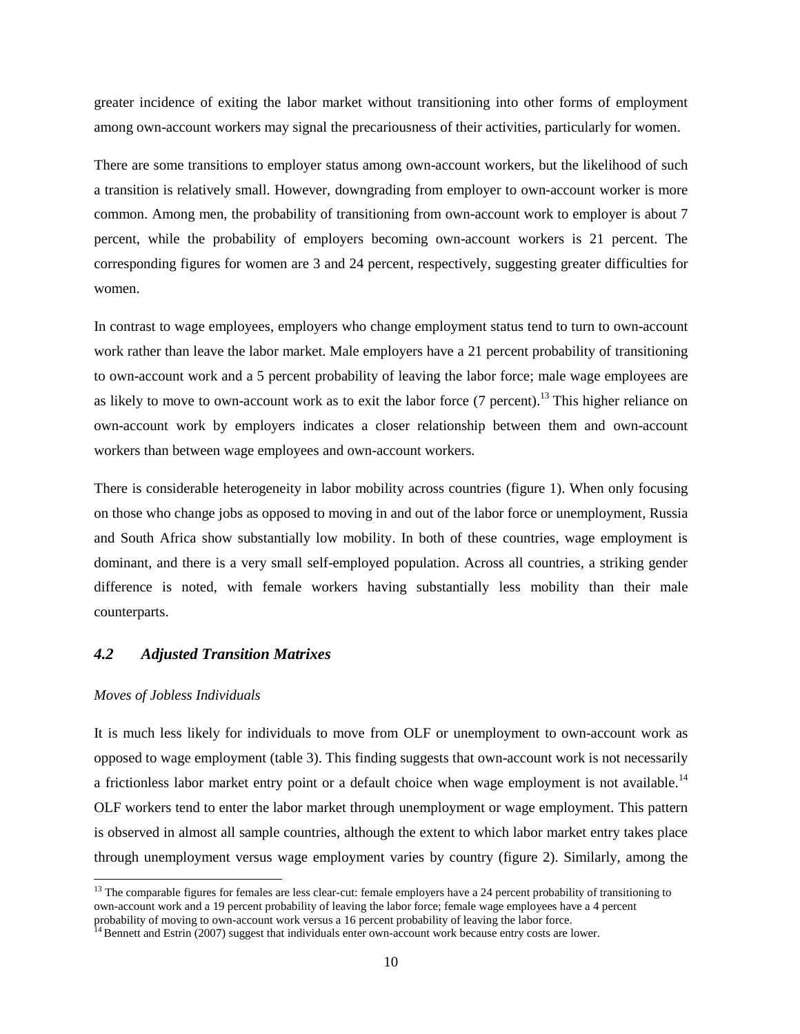greater incidence of exiting the labor market without transitioning into other forms of employment among own-account workers may signal the precariousness of their activities, particularly for women.

There are some transitions to employer status among own-account workers, but the likelihood of such a transition is relatively small. However, downgrading from employer to own-account worker is more common. Among men, the probability of transitioning from own-account work to employer is about 7 percent, while the probability of employers becoming own-account workers is 21 percent. The corresponding figures for women are 3 and 24 percent, respectively, suggesting greater difficulties for women.

In contrast to wage employees, employers who change employment status tend to turn to own-account work rather than leave the labor market. Male employers have a 21 percent probability of transitioning to own-account work and a 5 percent probability of leaving the labor force; male wage employees are as likely to move to own-account work as to exit the labor force (7 percent).[13] This higher reliance on own-account work by employers indicates a closer relationship between them and own-account workers than between wage employees and own-account workers.

There is considerable heterogeneity in labor mobility across countries (figure 1). When only focusing on those who change jobs as opposed to moving in and out of the labor force or unemployment, Russia and South Africa show substantially low mobility. In both of these countries, wage employment is dominant, and there is a very small self-employed population. Across all countries, a striking gender difference is noted, with female workers having substantially less mobility than their male counterparts.

### *4.2 Adjusted Transition Matrixes*

*Moves of Jobless Individuals*

It is much less likely for individuals to move from OLF or unemployment to own-account work as opposed to wage employment (table 3). This finding suggests that own-account work is not necessarily a frictionless labor market entry point or a default choice when wage employment is not available.[14] OLF workers tend to enter the labor market through unemployment or wage employment. This pattern is observed in almost all sample countries, although the extent to which labor market entry takes place through unemployment versus wage employment varies by country (figure 2). Similarly, among the

[13] The comparable figures for females are less clear-cut: female employers have a 24 percent probability of transitioning to own-account work and a 19 percent probability of leaving the labor force; female wage employees have a 4 percent probability of moving to own-account work versus a 16 percent probability of leaving the labor force.

[14] Bennett and Estrin (2007) suggest that individuals enter own-account work because entry costs are lower.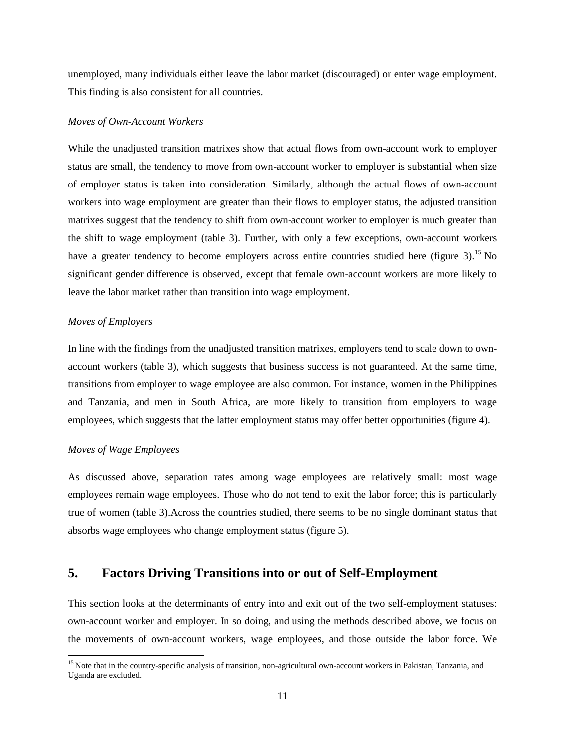unemployed, many individuals either leave the labor market (discouraged) or enter wage employment. This finding is also consistent for all countries.

*Moves of Own-Account Workers*

While the unadjusted transition matrixes show that actual flows from own-account work to employer status are small, the tendency to move from own-account worker to employer is substantial when size of employer status is taken into consideration. Similarly, although the actual flows of own-account workers into wage employment are greater than their flows to employer status, the adjusted transition matrixes suggest that the tendency to shift from own-account worker to employer is much greater than the shift to wage employment (table 3). Further, with only a few exceptions, own-account workers have a greater tendency to become employers across entire countries studied here (figure 3).[15] No significant gender difference is observed, except that female own-account workers are more likely to leave the labor market rather than transition into wage employment.

*Moves of Employers*

In line with the findings from the unadjusted transition matrixes, employers tend to scale down to own-account workers (table 3), which suggests that business success is not guaranteed. At the same time, transitions from employer to wage employee are also common. For instance, women in the Philippines and Tanzania, and men in South Africa, are more likely to transition from employers to wage employees, which suggests that the latter employment status may offer better opportunities (figure 4).

*Moves of Wage Employees*

As discussed above, separation rates among wage employees are relatively small: most wage employees remain wage employees. Those who do not tend to exit the labor force; this is particularly true of women (table 3).Across the countries studied, there seems to be no single dominant status that absorbs wage employees who change employment status (figure 5).

## 5. Factors Driving Transitions into or out of Self-Employment

This section looks at the determinants of entry into and exit out of the two self-employment statuses: own-account worker and employer. In so doing, and using the methods described above, we focus on the movements of own-account workers, wage employees, and those outside the labor force. We

[15] Note that in the country-specific analysis of transition, non-agricultural own-account workers in Pakistan, Tanzania, and Uganda are excluded.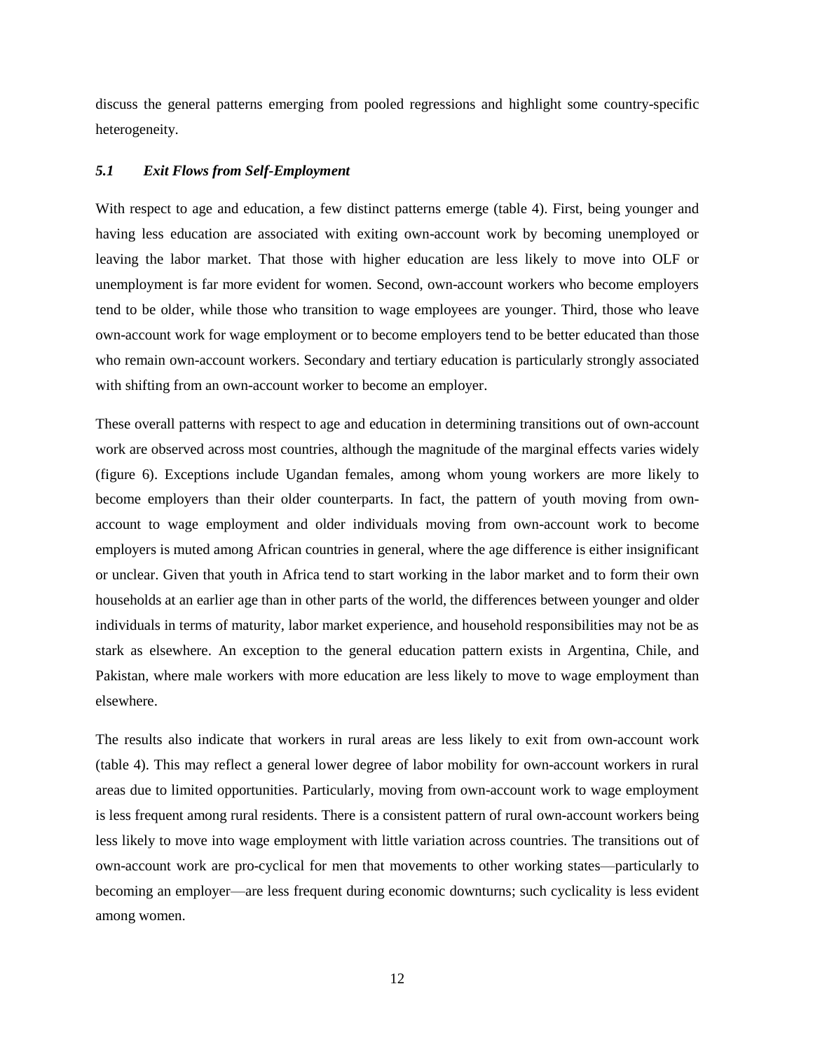discuss the general patterns emerging from pooled regressions and highlight some country-specific heterogeneity.

### *5.1 Exit Flows from Self-Employment*

With respect to age and education, a few distinct patterns emerge (table 4). First, being younger and having less education are associated with exiting own-account work by becoming unemployed or leaving the labor market. That those with higher education are less likely to move into OLF or unemployment is far more evident for women. Second, own-account workers who become employers tend to be older, while those who transition to wage employees are younger. Third, those who leave own-account work for wage employment or to become employers tend to be better educated than those who remain own-account workers. Secondary and tertiary education is particularly strongly associated with shifting from an own-account worker to become an employer.

These overall patterns with respect to age and education in determining transitions out of own-account work are observed across most countries, although the magnitude of the marginal effects varies widely (figure 6). Exceptions include Ugandan females, among whom young workers are more likely to become employers than their older counterparts. In fact, the pattern of youth moving from own-account to wage employment and older individuals moving from own-account work to become employers is muted among African countries in general, where the age difference is either insignificant or unclear. Given that youth in Africa tend to start working in the labor market and to form their own households at an earlier age than in other parts of the world, the differences between younger and older individuals in terms of maturity, labor market experience, and household responsibilities may not be as stark as elsewhere. An exception to the general education pattern exists in Argentina, Chile, and Pakistan, where male workers with more education are less likely to move to wage employment than elsewhere.

The results also indicate that workers in rural areas are less likely to exit from own-account work (table 4). This may reflect a general lower degree of labor mobility for own-account workers in rural areas due to limited opportunities. Particularly, moving from own-account work to wage employment is less frequent among rural residents. There is a consistent pattern of rural own-account workers being less likely to move into wage employment with little variation across countries. The transitions out of own-account work are pro-cyclical for men that movements to other working states—particularly to becoming an employer—are less frequent during economic downturns; such cyclicality is less evident among women.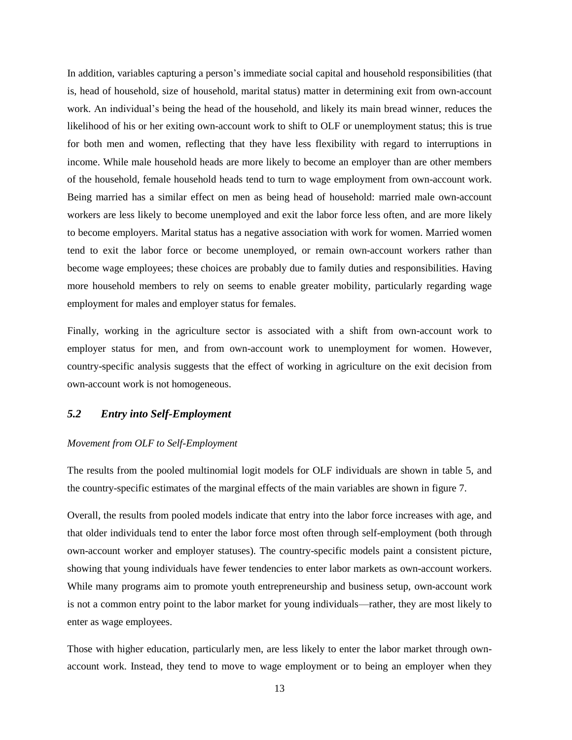In addition, variables capturing a person's immediate social capital and household responsibilities (that is, head of household, size of household, marital status) matter in determining exit from own-account work. An individual's being the head of the household, and likely its main bread winner, reduces the likelihood of his or her exiting own-account work to shift to OLF or unemployment status; this is true for both men and women, reflecting that they have less flexibility with regard to interruptions in income. While male household heads are more likely to become an employer than are other members of the household, female household heads tend to turn to wage employment from own-account work. Being married has a similar effect on men as being head of household: married male own-account workers are less likely to become unemployed and exit the labor force less often, and are more likely to become employers. Marital status has a negative association with work for women. Married women tend to exit the labor force or become unemployed, or remain own-account workers rather than become wage employees; these choices are probably due to family duties and responsibilities. Having more household members to rely on seems to enable greater mobility, particularly regarding wage employment for males and employer status for females.

Finally, working in the agriculture sector is associated with a shift from own-account work to employer status for men, and from own-account work to unemployment for women. However, country-specific analysis suggests that the effect of working in agriculture on the exit decision from own-account work is not homogeneous.

### *5.2 Entry into Self-Employment*

*Movement from OLF to Self-Employment*

The results from the pooled multinomial logit models for OLF individuals are shown in table 5, and the country-specific estimates of the marginal effects of the main variables are shown in figure 7.

Overall, the results from pooled models indicate that entry into the labor force increases with age, and that older individuals tend to enter the labor force most often through self-employment (both through own-account worker and employer statuses). The country-specific models paint a consistent picture, showing that young individuals have fewer tendencies to enter labor markets as own-account workers. While many programs aim to promote youth entrepreneurship and business setup, own-account work is not a common entry point to the labor market for young individuals—rather, they are most likely to enter as wage employees.

Those with higher education, particularly men, are less likely to enter the labor market through own-account work. Instead, they tend to move to wage employment or to being an employer when they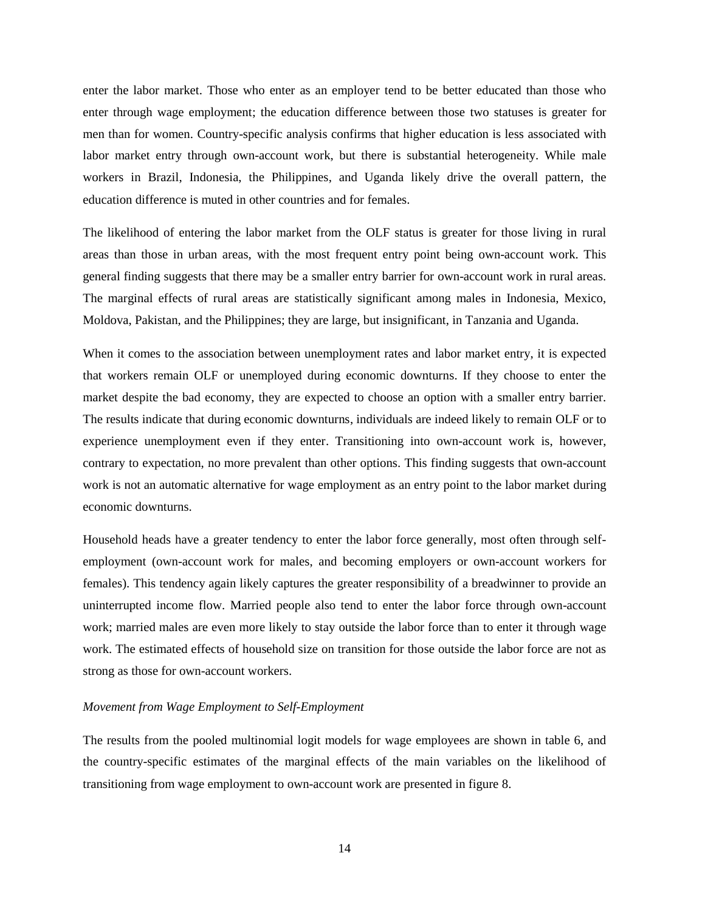enter the labor market. Those who enter as an employer tend to be better educated than those who enter through wage employment; the education difference between those two statuses is greater for men than for women. Country-specific analysis confirms that higher education is less associated with labor market entry through own-account work, but there is substantial heterogeneity. While male workers in Brazil, Indonesia, the Philippines, and Uganda likely drive the overall pattern, the education difference is muted in other countries and for females.

The likelihood of entering the labor market from the OLF status is greater for those living in rural areas than those in urban areas, with the most frequent entry point being own-account work. This general finding suggests that there may be a smaller entry barrier for own-account work in rural areas. The marginal effects of rural areas are statistically significant among males in Indonesia, Mexico, Moldova, Pakistan, and the Philippines; they are large, but insignificant, in Tanzania and Uganda.

When it comes to the association between unemployment rates and labor market entry, it is expected that workers remain OLF or unemployed during economic downturns. If they choose to enter the market despite the bad economy, they are expected to choose an option with a smaller entry barrier. The results indicate that during economic downturns, individuals are indeed likely to remain OLF or to experience unemployment even if they enter. Transitioning into own-account work is, however, contrary to expectation, no more prevalent than other options. This finding suggests that own-account work is not an automatic alternative for wage employment as an entry point to the labor market during economic downturns.

Household heads have a greater tendency to enter the labor force generally, most often through self-employment (own-account work for males, and becoming employers or own-account workers for females). This tendency again likely captures the greater responsibility of a breadwinner to provide an uninterrupted income flow. Married people also tend to enter the labor force through own-account work; married males are even more likely to stay outside the labor force than to enter it through wage work. The estimated effects of household size on transition for those outside the labor force are not as strong as those for own-account workers.

*Movement from Wage Employment to Self-Employment*

The results from the pooled multinomial logit models for wage employees are shown in table 6, and the country-specific estimates of the marginal effects of the main variables on the likelihood of transitioning from wage employment to own-account work are presented in figure 8.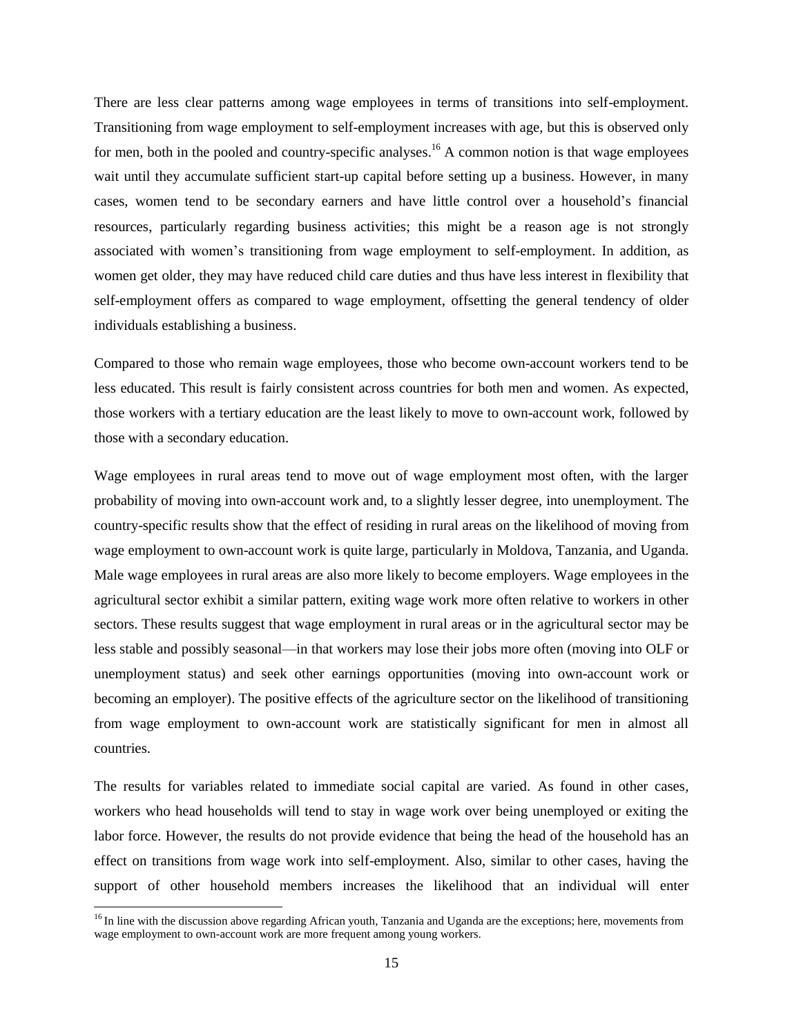There are less clear patterns among wage employees in terms of transitions into self-employment. Transitioning from wage employment to self-employment increases with age, but this is observed only for men, both in the pooled and country-specific analyses.[16] A common notion is that wage employees wait until they accumulate sufficient start-up capital before setting up a business. However, in many cases, women tend to be secondary earners and have little control over a household's financial resources, particularly regarding business activities; this might be a reason age is not strongly associated with women's transitioning from wage employment to self-employment. In addition, as women get older, they may have reduced child care duties and thus have less interest in flexibility that self-employment offers as compared to wage employment, offsetting the general tendency of older individuals establishing a business.

Compared to those who remain wage employees, those who become own-account workers tend to be less educated. This result is fairly consistent across countries for both men and women. As expected, those workers with a tertiary education are the least likely to move to own-account work, followed by those with a secondary education.

Wage employees in rural areas tend to move out of wage employment most often, with the larger probability of moving into own-account work and, to a slightly lesser degree, into unemployment. The country-specific results show that the effect of residing in rural areas on the likelihood of moving from wage employment to own-account work is quite large, particularly in Moldova, Tanzania, and Uganda. Male wage employees in rural areas are also more likely to become employers. Wage employees in the agricultural sector exhibit a similar pattern, exiting wage work more often relative to workers in other sectors. These results suggest that wage employment in rural areas or in the agricultural sector may be less stable and possibly seasonal—in that workers may lose their jobs more often (moving into OLF or unemployment status) and seek other earnings opportunities (moving into own-account work or becoming an employer). The positive effects of the agriculture sector on the likelihood of transitioning from wage employment to own-account work are statistically significant for men in almost all countries.

The results for variables related to immediate social capital are varied. As found in other cases, workers who head households will tend to stay in wage work over being unemployed or exiting the labor force. However, the results do not provide evidence that being the head of the household has an effect on transitions from wage work into self-employment. Also, similar to other cases, having the support of other household members increases the likelihood that an individual will enter

[16] In line with the discussion above regarding African youth, Tanzania and Uganda are the exceptions; here, movements from wage employment to own-account work are more frequent among young workers.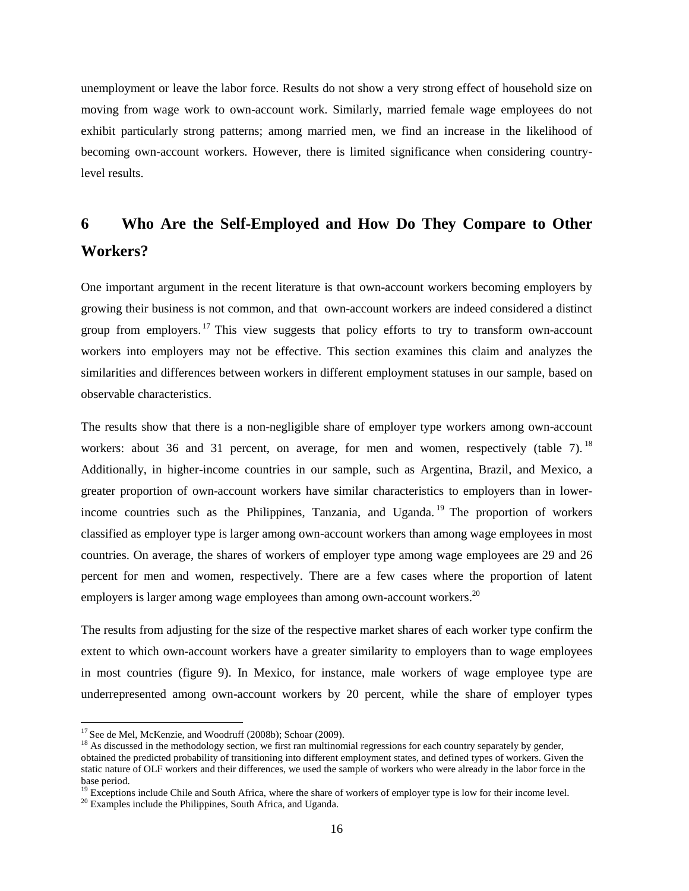unemployment or leave the labor force. Results do not show a very strong effect of household size on moving from wage work to own-account work. Similarly, married female wage employees do not exhibit particularly strong patterns; among married men, we find an increase in the likelihood of becoming own-account workers. However, there is limited significance when considering country-level results.

# 6 Who Are the Self-Employed and How Do They Compare to Other Workers?

One important argument in the recent literature is that own-account workers becoming employers by growing their business is not common, and that own-account workers are indeed considered a distinct group from employers.[17] This view suggests that policy efforts to try to transform own-account workers into employers may not be effective. This section examines this claim and analyzes the similarities and differences between workers in different employment statuses in our sample, based on observable characteristics.

The results show that there is a non-negligible share of employer type workers among own-account workers: about 36 and 31 percent, on average, for men and women, respectively (table 7).[18] Additionally, in higher-income countries in our sample, such as Argentina, Brazil, and Mexico, a greater proportion of own-account workers have similar characteristics to employers than in lower-income countries such as the Philippines, Tanzania, and Uganda.[19] The proportion of workers classified as employer type is larger among own-account workers than among wage employees in most countries. On average, the shares of workers of employer type among wage employees are 29 and 26 percent for men and women, respectively. There are a few cases where the proportion of latent employers is larger among wage employees than among own-account workers.[20]

The results from adjusting for the size of the respective market shares of each worker type confirm the extent to which own-account workers have a greater similarity to employers than to wage employees in most countries (figure 9). In Mexico, for instance, male workers of wage employee type are underrepresented among own-account workers by 20 percent, while the share of employer types

---

[17] See de Mel, McKenzie, and Woodruff (2008b); Schoar (2009).

[18] As discussed in the methodology section, we first ran multinomial regressions for each country separately by gender, obtained the predicted probability of transitioning into different employment states, and defined types of workers. Given the static nature of OLF workers and their differences, we used the sample of workers who were already in the labor force in the base period.

[19] Exceptions include Chile and South Africa, where the share of workers of employer type is low for their income level.

[20] Examples include the Philippines, South Africa, and Uganda.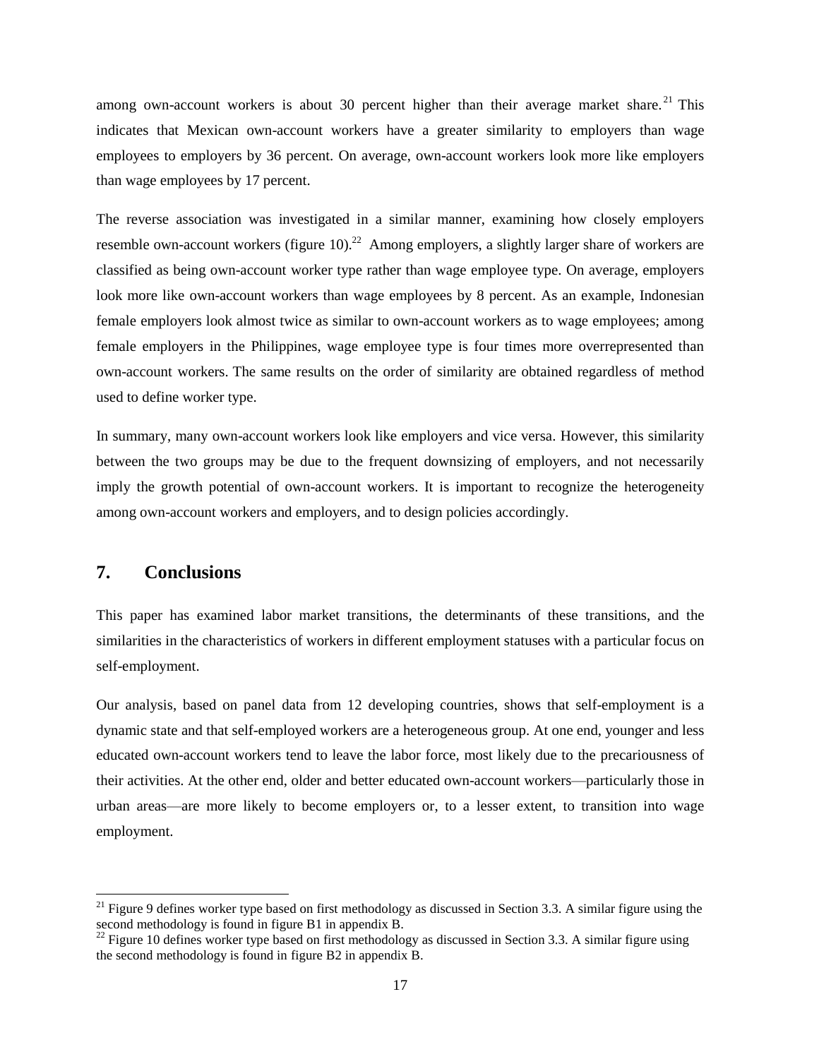among own-account workers is about 30 percent higher than their average market share.[21] This indicates that Mexican own-account workers have a greater similarity to employers than wage employees to employers by 36 percent. On average, own-account workers look more like employers than wage employees by 17 percent.

The reverse association was investigated in a similar manner, examining how closely employers resemble own-account workers (figure 10).[22] Among employers, a slightly larger share of workers are classified as being own-account worker type rather than wage employee type. On average, employers look more like own-account workers than wage employees by 8 percent. As an example, Indonesian female employers look almost twice as similar to own-account workers as to wage employees; among female employers in the Philippines, wage employee type is four times more overrepresented than own-account workers. The same results on the order of similarity are obtained regardless of method used to define worker type.

In summary, many own-account workers look like employers and vice versa. However, this similarity between the two groups may be due to the frequent downsizing of employers, and not necessarily imply the growth potential of own-account workers. It is important to recognize the heterogeneity among own-account workers and employers, and to design policies accordingly.

## 7. Conclusions

This paper has examined labor market transitions, the determinants of these transitions, and the similarities in the characteristics of workers in different employment statuses with a particular focus on self-employment.

Our analysis, based on panel data from 12 developing countries, shows that self-employment is a dynamic state and that self-employed workers are a heterogeneous group. At one end, younger and less educated own-account workers tend to leave the labor force, most likely due to the precariousness of their activities. At the other end, older and better educated own-account workers—particularly those in urban areas—are more likely to become employers or, to a lesser extent, to transition into wage employment.

[21] Figure 9 defines worker type based on first methodology as discussed in Section 3.3. A similar figure using the second methodology is found in figure B1 in appendix B.

[22] Figure 10 defines worker type based on first methodology as discussed in Section 3.3. A similar figure using the second methodology is found in figure B2 in appendix B.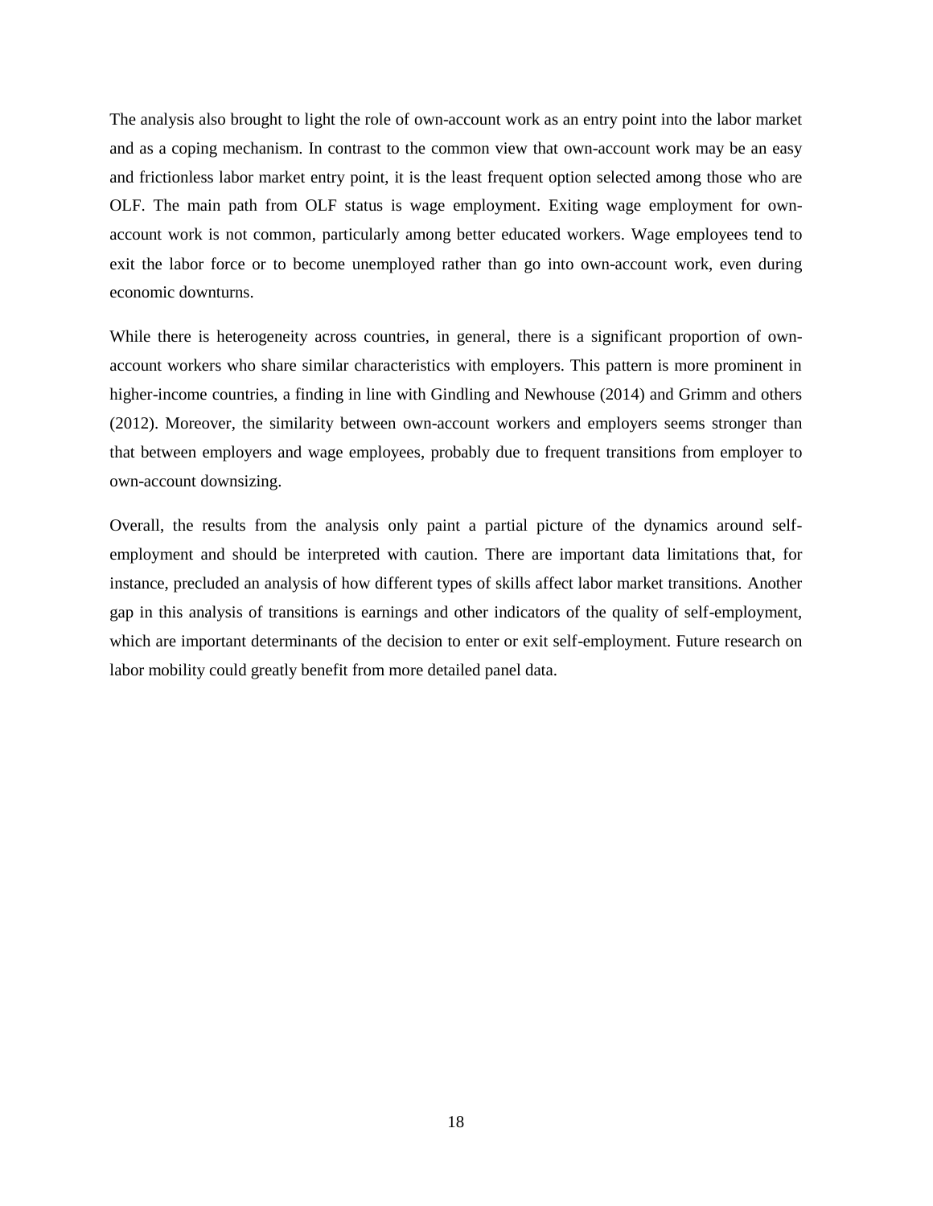The analysis also brought to light the role of own-account work as an entry point into the labor market and as a coping mechanism. In contrast to the common view that own-account work may be an easy and frictionless labor market entry point, it is the least frequent option selected among those who are OLF. The main path from OLF status is wage employment. Exiting wage employment for own-account work is not common, particularly among better educated workers. Wage employees tend to exit the labor force or to become unemployed rather than go into own-account work, even during economic downturns.

While there is heterogeneity across countries, in general, there is a significant proportion of own-account workers who share similar characteristics with employers. This pattern is more prominent in higher-income countries, a finding in line with Gindling and Newhouse (2014) and Grimm and others (2012). Moreover, the similarity between own-account workers and employers seems stronger than that between employers and wage employees, probably due to frequent transitions from employer to own-account downsizing.

Overall, the results from the analysis only paint a partial picture of the dynamics around self-employment and should be interpreted with caution. There are important data limitations that, for instance, precluded an analysis of how different types of skills affect labor market transitions. Another gap in this analysis of transitions is earnings and other indicators of the quality of self-employment, which are important determinants of the decision to enter or exit self-employment. Future research on labor mobility could greatly benefit from more detailed panel data.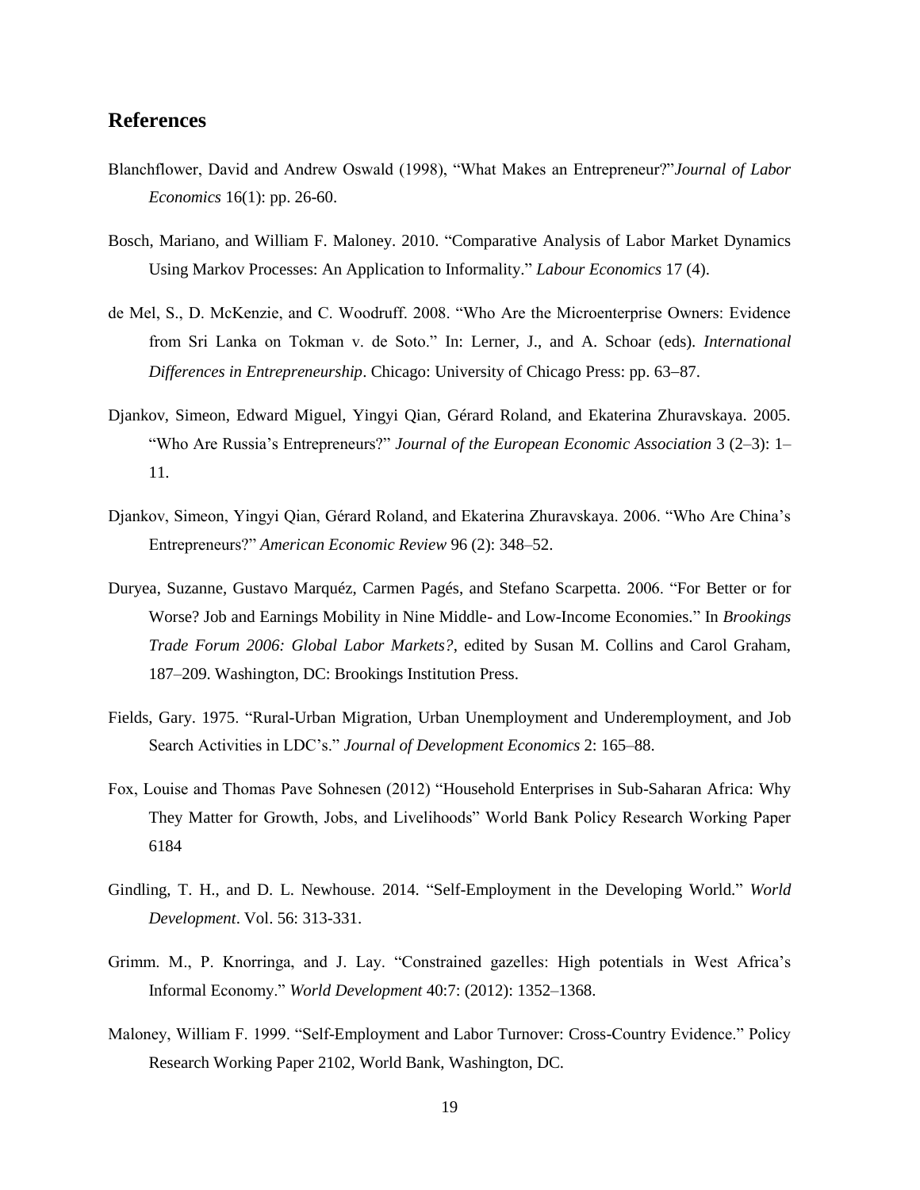## References

Blanchflower, David and Andrew Oswald (1998), "What Makes an Entrepreneur?"*Journal of Labor Economics* 16(1): pp. 26-60.

Bosch, Mariano, and William F. Maloney. 2010. "Comparative Analysis of Labor Market Dynamics Using Markov Processes: An Application to Informality." *Labour Economics* 17 (4).

de Mel, S., D. McKenzie, and C. Woodruff. 2008. "Who Are the Microenterprise Owners: Evidence from Sri Lanka on Tokman v. de Soto." In: Lerner, J., and A. Schoar (eds). *International Differences in Entrepreneurship*. Chicago: University of Chicago Press: pp. 63–87.

Djankov, Simeon, Edward Miguel, Yingyi Qian, Gérard Roland, and Ekaterina Zhuravskaya. 2005. "Who Are Russia's Entrepreneurs?" *Journal of the European Economic Association* 3 (2–3): 1–11.

Djankov, Simeon, Yingyi Qian, Gérard Roland, and Ekaterina Zhuravskaya. 2006. "Who Are China's Entrepreneurs?" *American Economic Review* 96 (2): 348–52.

Duryea, Suzanne, Gustavo Marquéz, Carmen Pagés, and Stefano Scarpetta. 2006. "For Better or for Worse? Job and Earnings Mobility in Nine Middle- and Low-Income Economies." In *Brookings Trade Forum 2006: Global Labor Markets?*, edited by Susan M. Collins and Carol Graham, 187–209. Washington, DC: Brookings Institution Press.

Fields, Gary. 1975. "Rural-Urban Migration, Urban Unemployment and Underemployment, and Job Search Activities in LDC's." *Journal of Development Economics* 2: 165–88.

Fox, Louise and Thomas Pave Sohnesen (2012) "Household Enterprises in Sub-Saharan Africa: Why They Matter for Growth, Jobs, and Livelihoods" World Bank Policy Research Working Paper 6184

Gindling, T. H., and D. L. Newhouse. 2014. "Self-Employment in the Developing World." *World Development*. Vol. 56: 313-331.

Grimm. M., P. Knorringa, and J. Lay. "Constrained gazelles: High potentials in West Africa's Informal Economy." *World Development* 40:7: (2012): 1352–1368.

Maloney, William F. 1999. "Self-Employment and Labor Turnover: Cross-Country Evidence." Policy Research Working Paper 2102, World Bank, Washington, DC.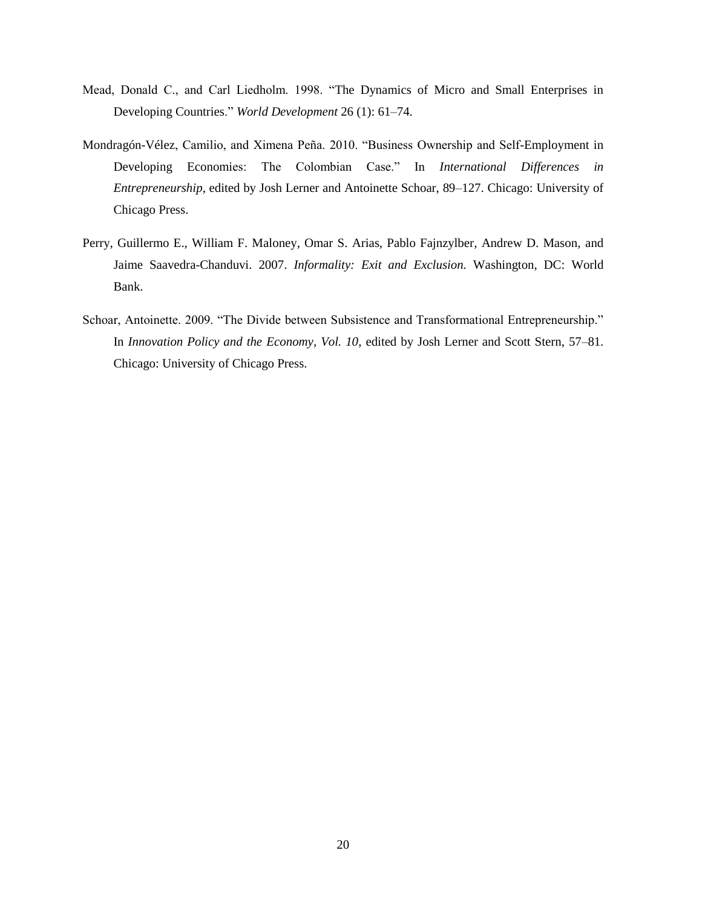Mead, Donald C., and Carl Liedholm. 1998. "The Dynamics of Micro and Small Enterprises in Developing Countries." *World Development* 26 (1): 61–74.

Mondragón-Vélez, Camilio, and Ximena Peña. 2010. "Business Ownership and Self-Employment in Developing Economies: The Colombian Case." In *International Differences in Entrepreneurship*, edited by Josh Lerner and Antoinette Schoar, 89–127. Chicago: University of Chicago Press.

Perry, Guillermo E., William F. Maloney, Omar S. Arias, Pablo Fajnzylber, Andrew D. Mason, and Jaime Saavedra-Chanduvi. 2007. *Informality: Exit and Exclusion.* Washington, DC: World Bank.

Schoar, Antoinette. 2009. "The Divide between Subsistence and Transformational Entrepreneurship." In *Innovation Policy and the Economy, Vol. 10*, edited by Josh Lerner and Scott Stern, 57–81. Chicago: University of Chicago Press.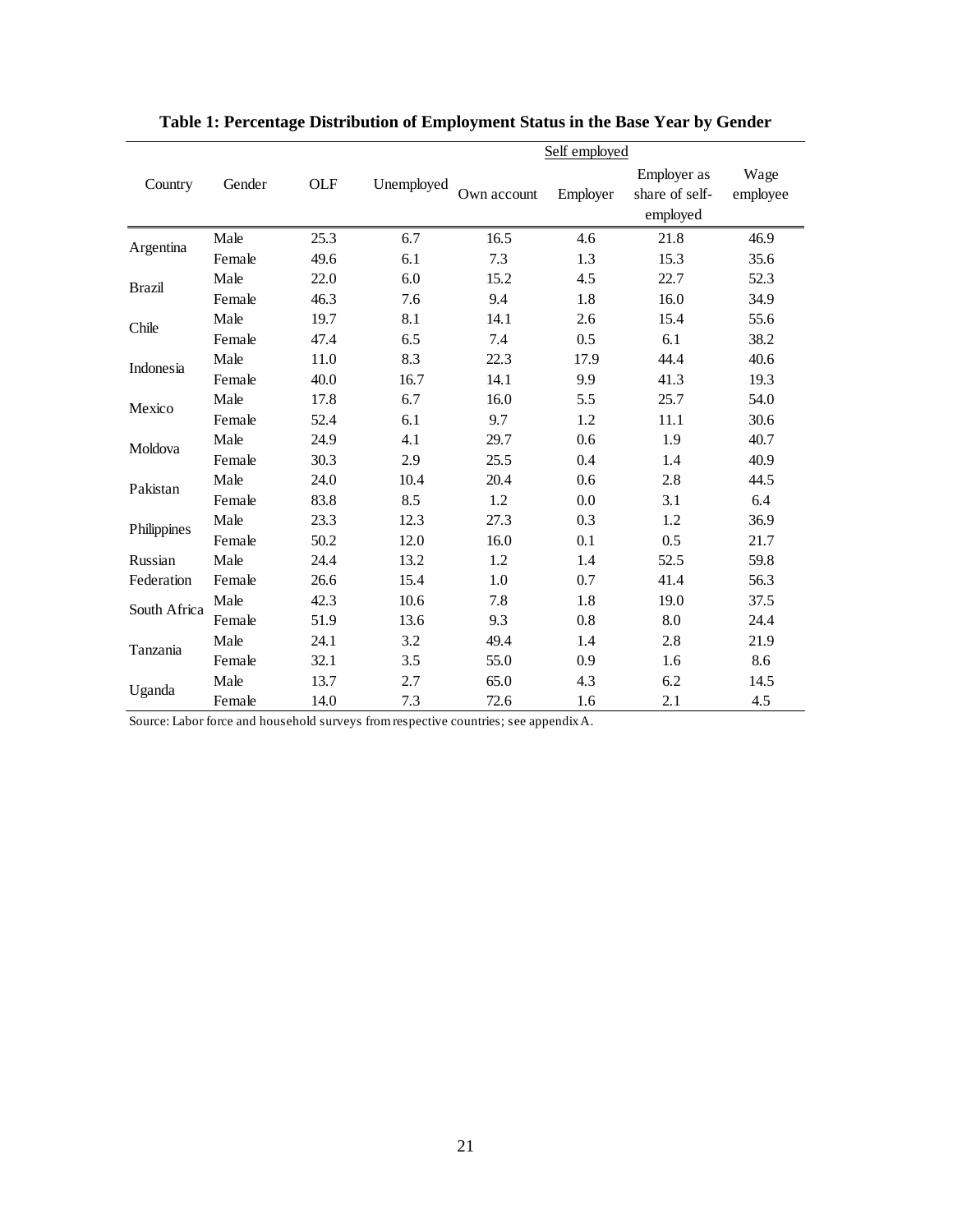**Table 1: Percentage Distribution of Employment Status in the Base Year by Gender**

| Country | Gender | OLF | Unemployed | Self employed | | | Wage employee |
|---|---|---|---|---|---|---|---|
| | | | | Own account | Employer | Employer as share of self-employed | |
| Argentina | Male | 25.3 | 6.7 | 16.5 | 4.6 | 21.8 | 46.9 |
| | Female | 49.6 | 6.1 | 7.3 | 1.3 | 15.3 | 35.6 |
| Brazil | Male | 22.0 | 6.0 | 15.2 | 4.5 | 22.7 | 52.3 |
| | Female | 46.3 | 7.6 | 9.4 | 1.8 | 16.0 | 34.9 |
| Chile | Male | 19.7 | 8.1 | 14.1 | 2.6 | 15.4 | 55.6 |
| | Female | 47.4 | 6.5 | 7.4 | 0.5 | 6.1 | 38.2 |
| Indonesia | Male | 11.0 | 8.3 | 22.3 | 17.9 | 44.4 | 40.6 |
| | Female | 40.0 | 16.7 | 14.1 | 9.9 | 41.3 | 19.3 |
| Mexico | Male | 17.8 | 6.7 | 16.0 | 5.5 | 25.7 | 54.0 |
| | Female | 52.4 | 6.1 | 9.7 | 1.2 | 11.1 | 30.6 |
| Moldova | Male | 24.9 | 4.1 | 29.7 | 0.6 | 1.9 | 40.7 |
| | Female | 30.3 | 2.9 | 25.5 | 0.4 | 1.4 | 40.9 |
| Pakistan | Male | 24.0 | 10.4 | 20.4 | 0.6 | 2.8 | 44.5 |
| | Female | 83.8 | 8.5 | 1.2 | 0.0 | 3.1 | 6.4 |
| Philippines | Male | 23.3 | 12.3 | 27.3 | 0.3 | 1.2 | 36.9 |
| | Female | 50.2 | 12.0 | 16.0 | 0.1 | 0.5 | 21.7 |
| Russian Federation | Male | 24.4 | 13.2 | 1.2 | 1.4 | 52.5 | 59.8 |
| | Female | 26.6 | 15.4 | 1.0 | 0.7 | 41.4 | 56.3 |
| South Africa | Male | 42.3 | 10.6 | 7.8 | 1.8 | 19.0 | 37.5 |
| | Female | 51.9 | 13.6 | 9.3 | 0.8 | 8.0 | 24.4 |
| Tanzania | Male | 24.1 | 3.2 | 49.4 | 1.4 | 2.8 | 21.9 |
| | Female | 32.1 | 3.5 | 55.0 | 0.9 | 1.6 | 8.6 |
| Uganda | Male | 13.7 | 2.7 | 65.0 | 4.3 | 6.2 | 14.5 |
| | Female | 14.0 | 7.3 | 72.6 | 1.6 | 2.1 | 4.5 |

Source: Labor force and household surveys from respective countries; see appendix A.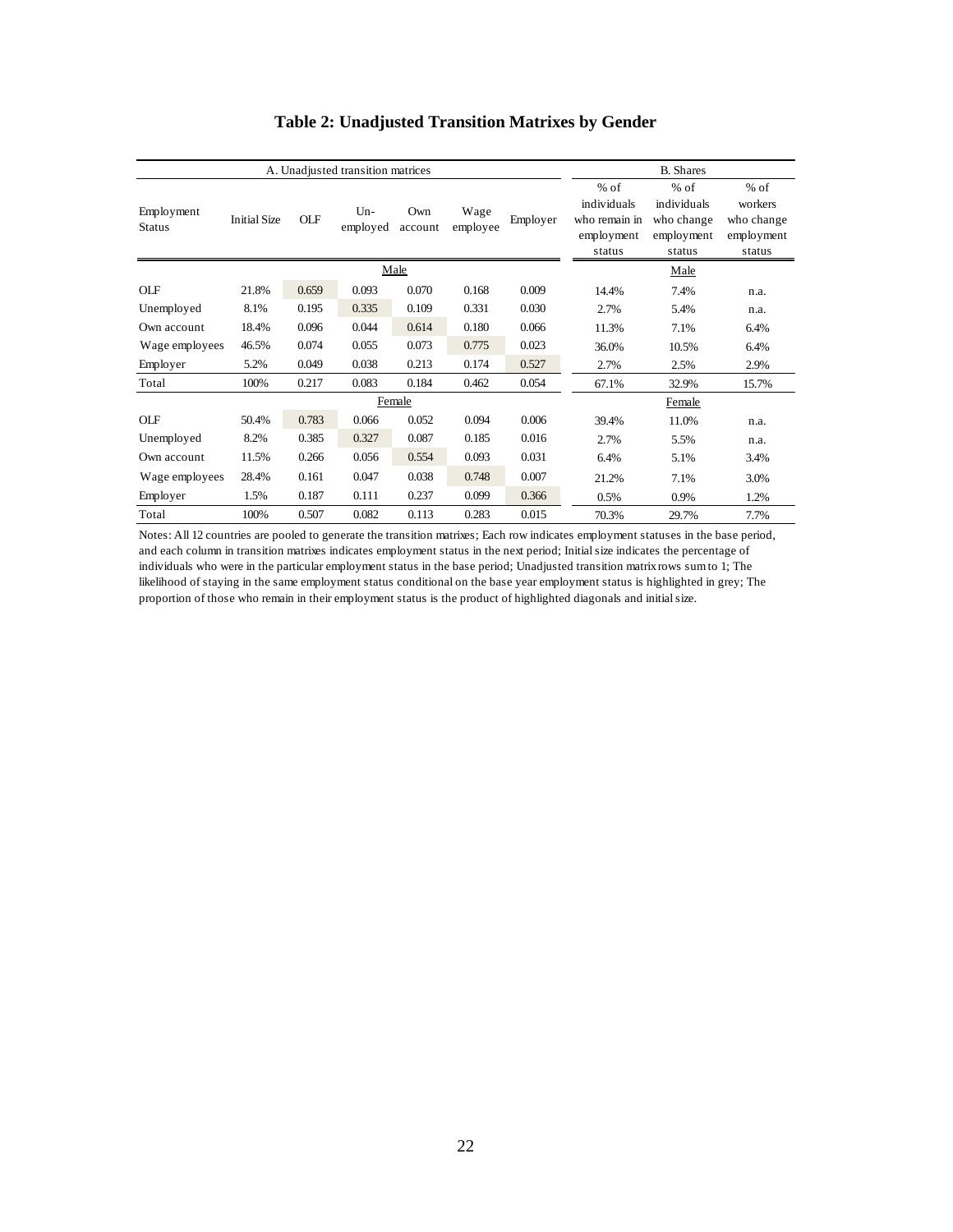# Table 2: Unadjusted Transition Matrixes by Gender

| A. Unadjusted transition matrices | | | | | | | B. Shares | | |
|---|---|---|---|---|---|---|---|---|---|
| Employment Status | Initial Size | OLF | Un-employed | Own account | Wage employee | Employer | % of individuals who remain in employment status | % of individuals who change employment status | % of workers who change employment status |
| | | | | Male | | | | Male | |
| OLF | 21.8% | 0.659 | 0.093 | 0.070 | 0.168 | 0.009 | 14.4% | 7.4% | n.a. |
| Unemployed | 8.1% | 0.195 | 0.335 | 0.109 | 0.331 | 0.030 | 2.7% | 5.4% | n.a. |
| Own account | 18.4% | 0.096 | 0.044 | 0.614 | 0.180 | 0.066 | 11.3% | 7.1% | 6.4% |
| Wage employees | 46.5% | 0.074 | 0.055 | 0.073 | 0.775 | 0.023 | 36.0% | 10.5% | 6.4% |
| Employer | 5.2% | 0.049 | 0.038 | 0.213 | 0.174 | 0.527 | 2.7% | 2.5% | 2.9% |
| Total | 100% | 0.217 | 0.083 | 0.184 | 0.462 | 0.054 | 67.1% | 32.9% | 15.7% |
| | | | | Female | | | | Female | |
| OLF | 50.4% | 0.783 | 0.066 | 0.052 | 0.094 | 0.006 | 39.4% | 11.0% | n.a. |
| Unemployed | 8.2% | 0.385 | 0.327 | 0.087 | 0.185 | 0.016 | 2.7% | 5.5% | n.a. |
| Own account | 11.5% | 0.266 | 0.056 | 0.554 | 0.093 | 0.031 | 6.4% | 5.1% | 3.4% |
| Wage employees | 28.4% | 0.161 | 0.047 | 0.038 | 0.748 | 0.007 | 21.2% | 7.1% | 3.0% |
| Employer | 1.5% | 0.187 | 0.111 | 0.237 | 0.099 | 0.366 | 0.5% | 0.9% | 1.2% |
| Total | 100% | 0.507 | 0.082 | 0.113 | 0.283 | 0.015 | 70.3% | 29.7% | 7.7% |

Notes: All 12 countries are pooled to generate the transition matrixes; Each row indicates employment statuses in the base period, and each column in transition matrixes indicates employment status in the next period; Initial size indicates the percentage of individuals who were in the particular employment status in the base period; Unadjusted transition matrix rows sum to 1; The likelihood of staying in the same employment status conditional on the base year employment status is highlighted in grey; The proportion of those who remain in their employment status is the product of highlighted diagonals and initial size.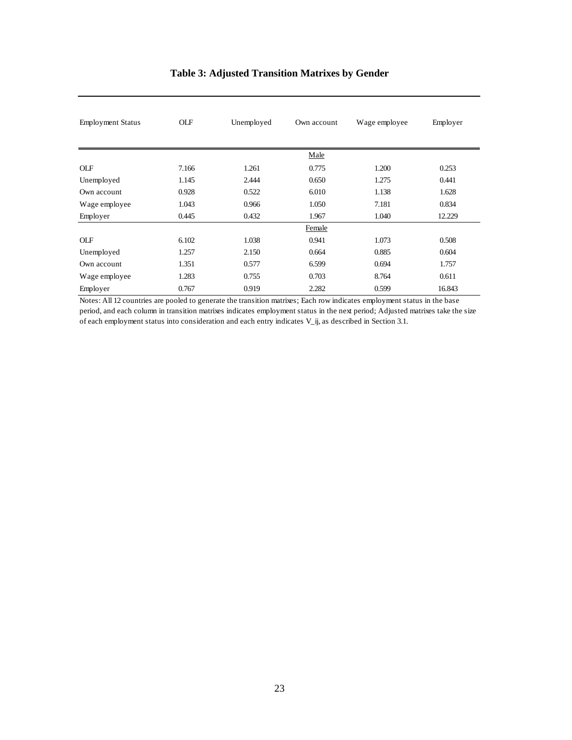# Table 3: Adjusted Transition Matrixes by Gender

| Employment Status | OLF | Unemployed | Own account | Wage employee | Employer |
|---|---|---|---|---|---|
| | | | Male | | |
| OLF | 7.166 | 1.261 | 0.775 | 1.200 | 0.253 |
| Unemployed | 1.145 | 2.444 | 0.650 | 1.275 | 0.441 |
| Own account | 0.928 | 0.522 | 6.010 | 1.138 | 1.628 |
| Wage employee | 1.043 | 0.966 | 1.050 | 7.181 | 0.834 |
| Employer | 0.445 | 0.432 | 1.967 | 1.040 | 12.229 |
| | | | Female | | |
| OLF | 6.102 | 1.038 | 0.941 | 1.073 | 0.508 |
| Unemployed | 1.257 | 2.150 | 0.664 | 0.885 | 0.604 |
| Own account | 1.351 | 0.577 | 6.599 | 0.694 | 1.757 |
| Wage employee | 1.283 | 0.755 | 0.703 | 8.764 | 0.611 |
| Employer | 0.767 | 0.919 | 2.282 | 0.599 | 16.843 |

Notes: All 12 countries are pooled to generate the transition matrixes; Each row indicates employment status in the base period, and each column in transition matrixes indicates employment status in the next period; Adjusted matrixes take the size of each employment status into consideration and each entry indicates $V_{ij}$, as described in Section 3.1.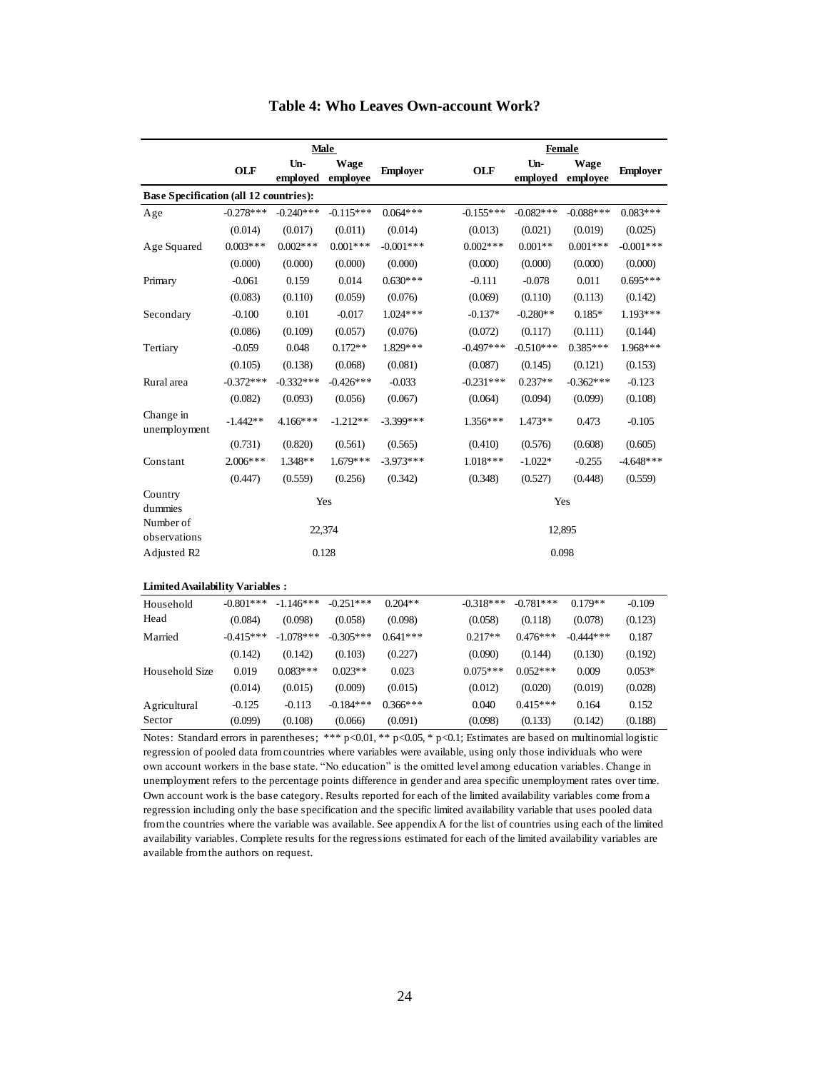# Table 4: Who Leaves Own-account Work?

| | Male | | | | Female | | | |
|---|---|---|---|---|---|---|---|---|
| | OLF | Un-employed | Wage employee | Employer | OLF | Un-employed | Wage employee | Employer |
| **Base Specification (all 12 countries):** | | | | | | | | |
| Age | -0.278*** | -0.240*** | -0.115*** | 0.064*** | -0.155*** | -0.082*** | -0.088*** | 0.083*** |
| | (0.014) | (0.017) | (0.011) | (0.014) | (0.013) | (0.021) | (0.019) | (0.025) |
| Age Squared | 0.003*** | 0.002*** | 0.001*** | -0.001*** | 0.002*** | 0.001** | 0.001*** | -0.001*** |
| | (0.000) | (0.000) | (0.000) | (0.000) | (0.000) | (0.000) | (0.000) | (0.000) |
| Primary | -0.061 | 0.159 | 0.014 | 0.630*** | -0.111 | -0.078 | 0.011 | 0.695*** |
| | (0.083) | (0.110) | (0.059) | (0.076) | (0.069) | (0.110) | (0.113) | (0.142) |
| Secondary | -0.100 | 0.101 | -0.017 | 1.024*** | -0.137* | -0.280** | 0.185* | 1.193*** |
| | (0.086) | (0.109) | (0.057) | (0.076) | (0.072) | (0.117) | (0.111) | (0.144) |
| Tertiary | -0.059 | 0.048 | 0.172** | 1.829*** | -0.497*** | -0.510*** | 0.385*** | 1.968*** |
| | (0.105) | (0.138) | (0.068) | (0.081) | (0.087) | (0.145) | (0.121) | (0.153) |
| Rural area | -0.372*** | -0.332*** | -0.426*** | -0.033 | -0.231*** | 0.237** | -0.362*** | -0.123 |
| | (0.082) | (0.093) | (0.056) | (0.067) | (0.064) | (0.094) | (0.099) | (0.108) |
| Change in unemployment | -1.442** | 4.166*** | -1.212** | -3.399*** | 1.356*** | 1.473** | 0.473 | -0.105 |
| | (0.731) | (0.820) | (0.561) | (0.565) | (0.410) | (0.576) | (0.608) | (0.605) |
| Constant | 2.006*** | 1.348** | 1.679*** | -3.973*** | 1.018*** | -1.022* | -0.255 | -4.648*** |
| | (0.447) | (0.559) | (0.256) | (0.342) | (0.348) | (0.527) | (0.448) | (0.559) |
| Country dummies | Yes | | | | Yes | | | |
| Number of observations | 22,374 | | | | 12,895 | | | |
| Adjusted R2 | 0.128 | | | | 0.098 | | | |
| **Limited Availability Variables :** | | | | | | | | |
| Household Head | -0.801*** | -1.146*** | -0.251*** | 0.204** | -0.318*** | -0.781*** | 0.179** | -0.109 |
| | (0.084) | (0.098) | (0.058) | (0.098) | (0.058) | (0.118) | (0.078) | (0.123) |
| Married | -0.415*** | -1.078*** | -0.305*** | 0.641*** | 0.217** | 0.476*** | -0.444*** | 0.187 |
| | (0.142) | (0.142) | (0.103) | (0.227) | (0.090) | (0.144) | (0.130) | (0.192) |
| Household Size | 0.019 | 0.083*** | 0.023** | 0.023 | 0.075*** | 0.052*** | 0.009 | 0.053* |
| | (0.014) | (0.015) | (0.009) | (0.015) | (0.012) | (0.020) | (0.019) | (0.028) |
| Agricultural Sector | -0.125 | -0.113 | -0.184*** | 0.366*** | 0.040 | 0.415*** | 0.164 | 0.152 |
| | (0.099) | (0.108) | (0.066) | (0.091) | (0.098) | (0.133) | (0.142) | (0.188) |

Notes: Standard errors in parentheses; *** p<0.01, ** p<0.05, * p<0.1; Estimates are based on multinomial logistic regression of pooled data from countries where variables were available, using only those individuals who were own account workers in the base state. "No education" is the omitted level among education variables. Change in unemployment refers to the percentage points difference in gender and area specific unemployment rates over time. Own account work is the base category. Results reported for each of the limited availability variables come from a regression including only the base specification and the specific limited availability variable that uses pooled data from the countries where the variable was available. See appendix A for the list of countries using each of the limited availability variables. Complete results for the regressions estimated for each of the limited availability variables are available from the authors on request.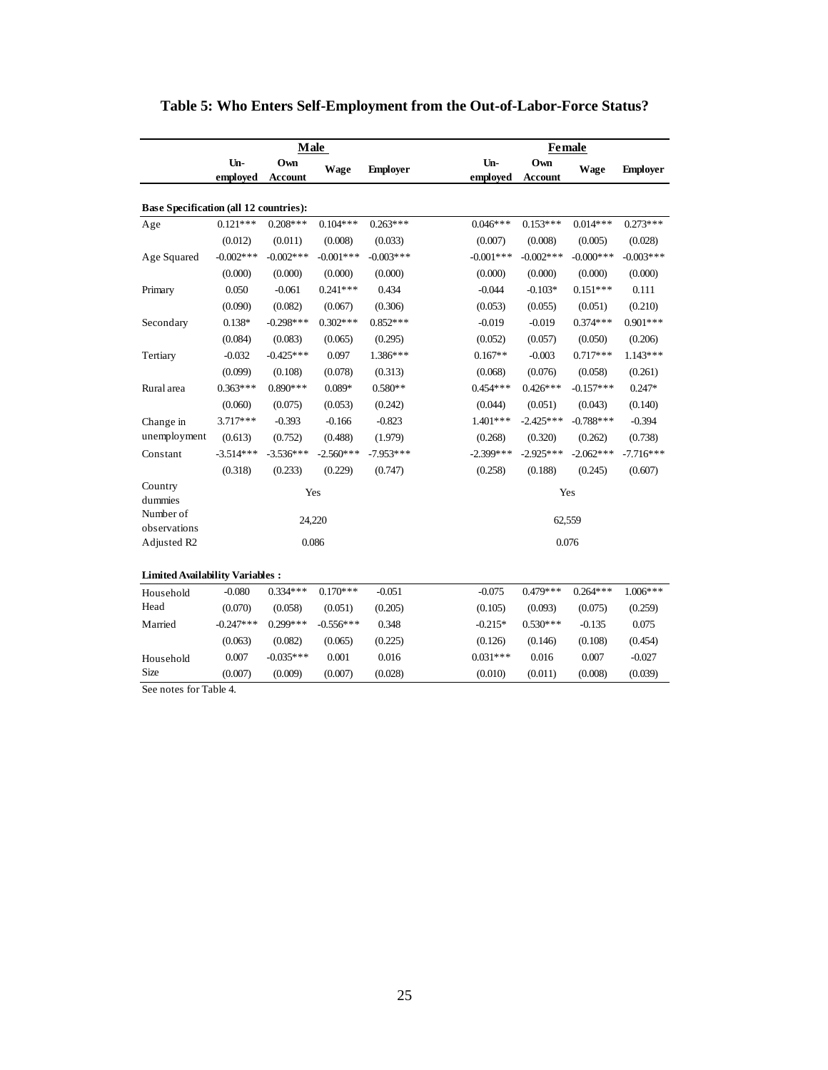# Table 5: Who Enters Self-Employment from the Out-of-Labor-Force Status?

| | Male | | | | Female | | | |
|---|---|---|---|---|---|---|---|---|
| | Un-employed | Own Account | Wage | Employer | Un-employed | Own Account | Wage | Employer |
| **Base Specification (all 12 countries):** | | | | | | | | |
| Age | 0.121*** | 0.208*** | 0.104*** | 0.263*** | 0.046*** | 0.153*** | 0.014*** | 0.273*** |
| | (0.012) | (0.011) | (0.008) | (0.033) | (0.007) | (0.008) | (0.005) | (0.028) |
| Age Squared | -0.002*** | -0.002*** | -0.001*** | -0.003*** | -0.001*** | -0.002*** | -0.000*** | -0.003*** |
| | (0.000) | (0.000) | (0.000) | (0.000) | (0.000) | (0.000) | (0.000) | (0.000) |
| Primary | 0.050 | -0.061 | 0.241*** | 0.434 | -0.044 | -0.103* | 0.151*** | 0.111 |
| | (0.090) | (0.082) | (0.067) | (0.306) | (0.053) | (0.055) | (0.051) | (0.210) |
| Secondary | 0.138* | -0.298*** | 0.302*** | 0.852*** | -0.019 | -0.019 | 0.374*** | 0.901*** |
| | (0.084) | (0.083) | (0.065) | (0.295) | (0.052) | (0.057) | (0.050) | (0.206) |
| Tertiary | -0.032 | -0.425*** | 0.097 | 1.386*** | 0.167** | -0.003 | 0.717*** | 1.143*** |
| | (0.099) | (0.108) | (0.078) | (0.313) | (0.068) | (0.076) | (0.058) | (0.261) |
| Rural area | 0.363*** | 0.890*** | 0.089* | 0.580** | 0.454*** | 0.426*** | -0.157*** | 0.247* |
| | (0.060) | (0.075) | (0.053) | (0.242) | (0.044) | (0.051) | (0.043) | (0.140) |
| Change in unemployment | 3.717*** | -0.393 | -0.166 | -0.823 | 1.401*** | -2.425*** | -0.788*** | -0.394 |
| | (0.613) | (0.752) | (0.488) | (1.979) | (0.268) | (0.320) | (0.262) | (0.738) |
| Constant | -3.514*** | -3.536*** | -2.560*** | -7.953*** | -2.399*** | -2.925*** | -2.062*** | -7.716*** |
| | (0.318) | (0.233) | (0.229) | (0.747) | (0.258) | (0.188) | (0.245) | (0.607) |
| Country dummies | Yes | | | | Yes | | | |
| Number of observations | 24,220 | | | | 62,559 | | | |
| Adjusted R2 | 0.086 | | | | 0.076 | | | |
| **Limited Availability Variables :** | | | | | | | | |
| Household Head | -0.080 | 0.334*** | 0.170*** | -0.051 | -0.075 | 0.479*** | 0.264*** | 1.006*** |
| | (0.070) | (0.058) | (0.051) | (0.205) | (0.105) | (0.093) | (0.075) | (0.259) |
| Married | -0.247*** | 0.299*** | -0.556*** | 0.348 | -0.215* | 0.530*** | -0.135 | 0.075 |
| | (0.063) | (0.082) | (0.065) | (0.225) | (0.126) | (0.146) | (0.108) | (0.454) |
| Household Size | 0.007 | -0.035*** | 0.001 | 0.016 | 0.031*** | 0.016 | 0.007 | -0.027 |
| | (0.007) | (0.009) | (0.007) | (0.028) | (0.010) | (0.011) | (0.008) | (0.039) |

See notes for Table 4.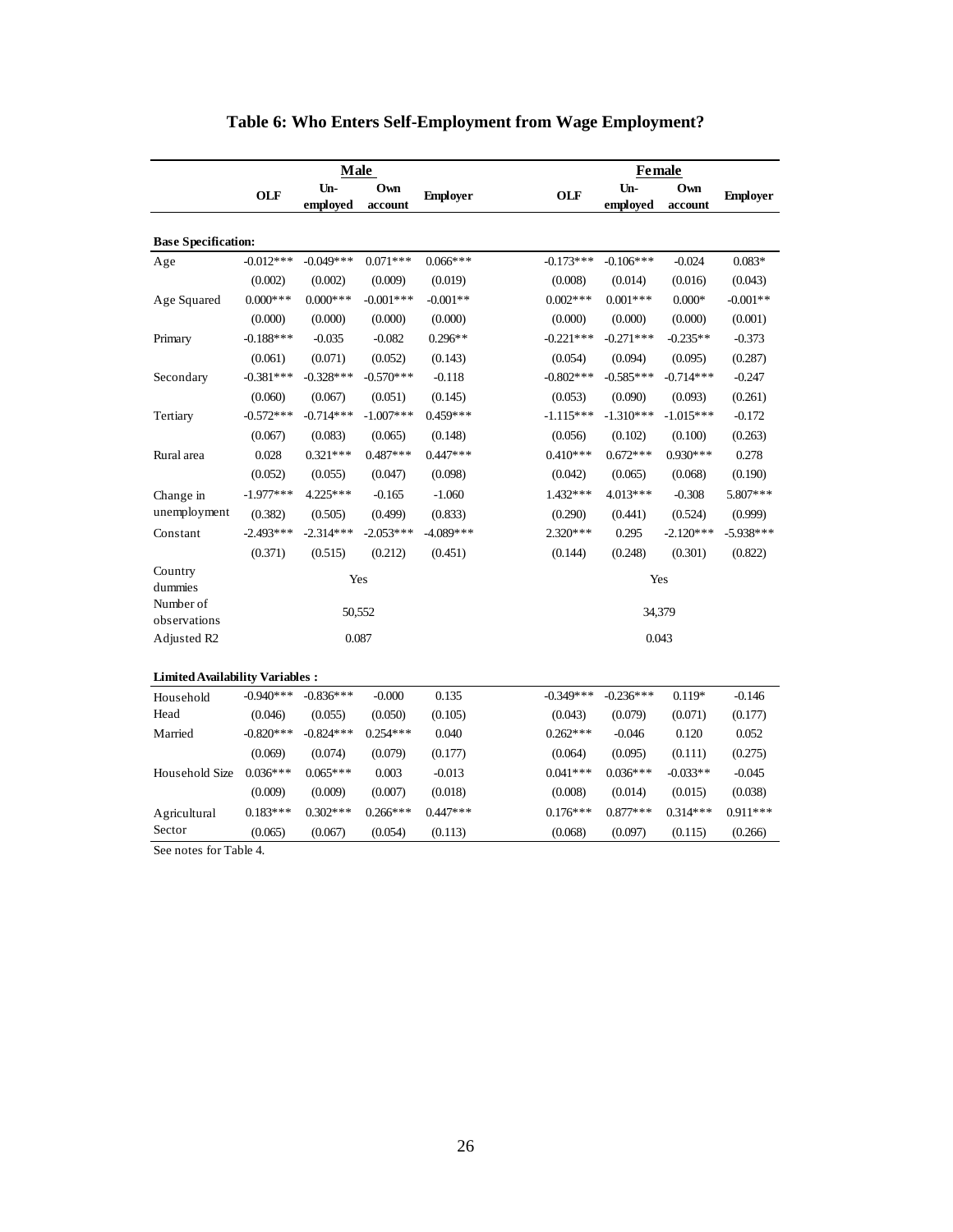# Table 6: Who Enters Self-Employment from Wage Employment?

| | Male | | | | Female | | | |
|---|---|---|---|---|---|---|---|---|
| | OLF | Un-employed | Own account | Employer | OLF | Un-employed | Own account | Employer |
| **Base Specification:** | | | | | | | | |
| Age | -0.012*** | -0.049*** | 0.071*** | 0.066*** | -0.173*** | -0.106*** | -0.024 | 0.083* |
| | (0.002) | (0.002) | (0.009) | (0.019) | (0.008) | (0.014) | (0.016) | (0.043) |
| Age Squared | 0.000*** | 0.000*** | -0.001*** | -0.001** | 0.002*** | 0.001*** | 0.000* | -0.001** |
| | (0.000) | (0.000) | (0.000) | (0.000) | (0.000) | (0.000) | (0.000) | (0.001) |
| Primary | -0.188*** | -0.035 | -0.082 | 0.296** | -0.221*** | -0.271*** | -0.235** | -0.373 |
| | (0.061) | (0.071) | (0.052) | (0.143) | (0.054) | (0.094) | (0.095) | (0.287) |
| Secondary | -0.381*** | -0.328*** | -0.570*** | -0.118 | -0.802*** | -0.585*** | -0.714*** | -0.247 |
| | (0.060) | (0.067) | (0.051) | (0.145) | (0.053) | (0.090) | (0.093) | (0.261) |
| Tertiary | -0.572*** | -0.714*** | -1.007*** | 0.459*** | -1.115*** | -1.310*** | -1.015*** | -0.172 |
| | (0.067) | (0.083) | (0.065) | (0.148) | (0.056) | (0.102) | (0.100) | (0.263) |
| Rural area | 0.028 | 0.321*** | 0.487*** | 0.447*** | 0.410*** | 0.672*** | 0.930*** | 0.278 |
| | (0.052) | (0.055) | (0.047) | (0.098) | (0.042) | (0.065) | (0.068) | (0.190) |
| Change in unemployment | -1.977*** | 4.225*** | -0.165 | -1.060 | 1.432*** | 4.013*** | -0.308 | 5.807*** |
| | (0.382) | (0.505) | (0.499) | (0.833) | (0.290) | (0.441) | (0.524) | (0.999) |
| Constant | -2.493*** | -2.314*** | -2.053*** | -4.089*** | 2.320*** | 0.295 | -2.120*** | -5.938*** |
| | (0.371) | (0.515) | (0.212) | (0.451) | (0.144) | (0.248) | (0.301) | (0.822) |
| Country dummies | Yes | | | | Yes | | | |
| Number of observations | 50,552 | | | | 34,379 | | | |
| Adjusted R2 | 0.087 | | | | 0.043 | | | |
| **Limited Availability Variables :** | | | | | | | | |
| Household Head | -0.940*** | -0.836*** | -0.000 | 0.135 | -0.349*** | -0.236*** | 0.119* | -0.146 |
| | (0.046) | (0.055) | (0.050) | (0.105) | (0.043) | (0.079) | (0.071) | (0.177) |
| Married | -0.820*** | -0.824*** | 0.254*** | 0.040 | 0.262*** | -0.046 | 0.120 | 0.052 |
| | (0.069) | (0.074) | (0.079) | (0.177) | (0.064) | (0.095) | (0.111) | (0.275) |
| Household Size | 0.036*** | 0.065*** | 0.003 | -0.013 | 0.041*** | 0.036*** | -0.033** | -0.045 |
| | (0.009) | (0.009) | (0.007) | (0.018) | (0.008) | (0.014) | (0.015) | (0.038) |
| Agricultural Sector | 0.183*** | 0.302*** | 0.266*** | 0.447*** | 0.176*** | 0.877*** | 0.314*** | 0.911*** |
| | (0.065) | (0.067) | (0.054) | (0.113) | (0.068) | (0.097) | (0.115) | (0.266) |

See notes for Table 4.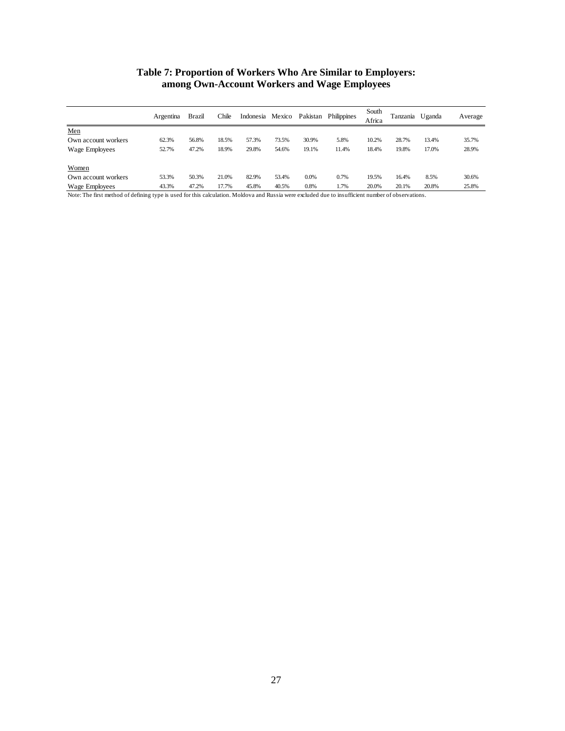# Table 7: Proportion of Workers Who Are Similar to Employers: among Own-Account Workers and Wage Employees

| | Argentina | Brazil | Chile | Indonesia | Mexico | Pakistan | Philippines | South Africa | Tanzania | Uganda | Average |
|---|---|---|---|---|---|---|---|---|---|---|---|
| Men | | | | | | | | | | | |
| Own account workers | 62.3% | 56.8% | 18.5% | 57.3% | 73.5% | 30.9% | 5.8% | 10.2% | 28.7% | 13.4% | 35.7% |
| Wage Employees | 52.7% | 47.2% | 18.9% | 29.8% | 54.6% | 19.1% | 11.4% | 18.4% | 19.8% | 17.0% | 28.9% |
| Women | | | | | | | | | | | |
| Own account workers | 53.3% | 50.3% | 21.0% | 82.9% | 53.4% | 0.0% | 0.7% | 19.5% | 16.4% | 8.5% | 30.6% |
| Wage Employees | 43.3% | 47.2% | 17.7% | 45.8% | 40.5% | 0.8% | 1.7% | 20.0% | 20.1% | 20.8% | 25.8% |

Note: The first method of defining type is used for this calculation. Moldova and Russia were excluded due to insufficient number of observations.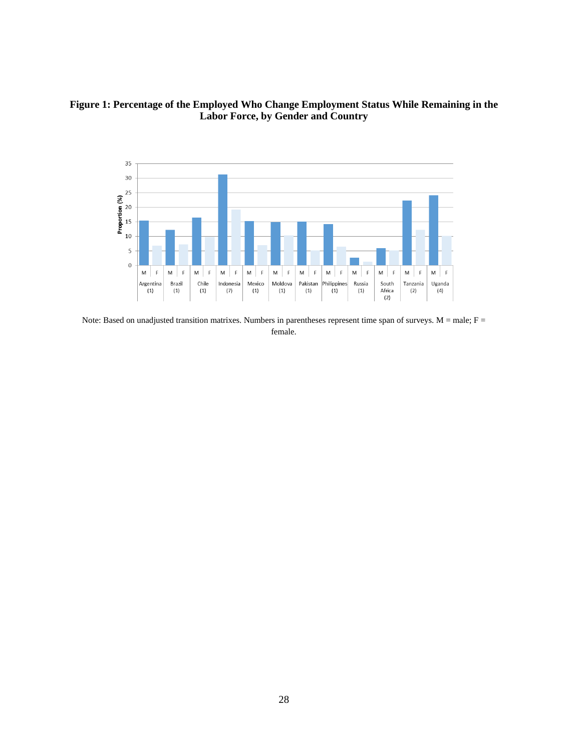**Figure 1: Percentage of the Employed Who Change Employment Status While Remaining in the Labor Force, by Gender and Country**

Note: Based on unadjusted transition matrixes. Numbers in parentheses represent time span of surveys. M = male; F = female.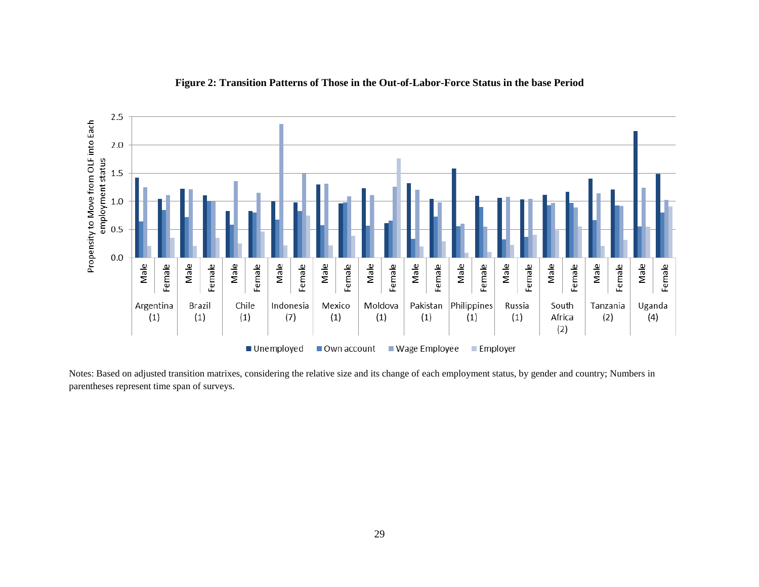**Figure 2: Transition Patterns of Those in the Out-of-Labor-Force Status in the base Period**

Notes: Based on adjusted transition matrixes, considering the relative size and its change of each employment status, by gender and country; Numbers in parentheses represent time span of surveys.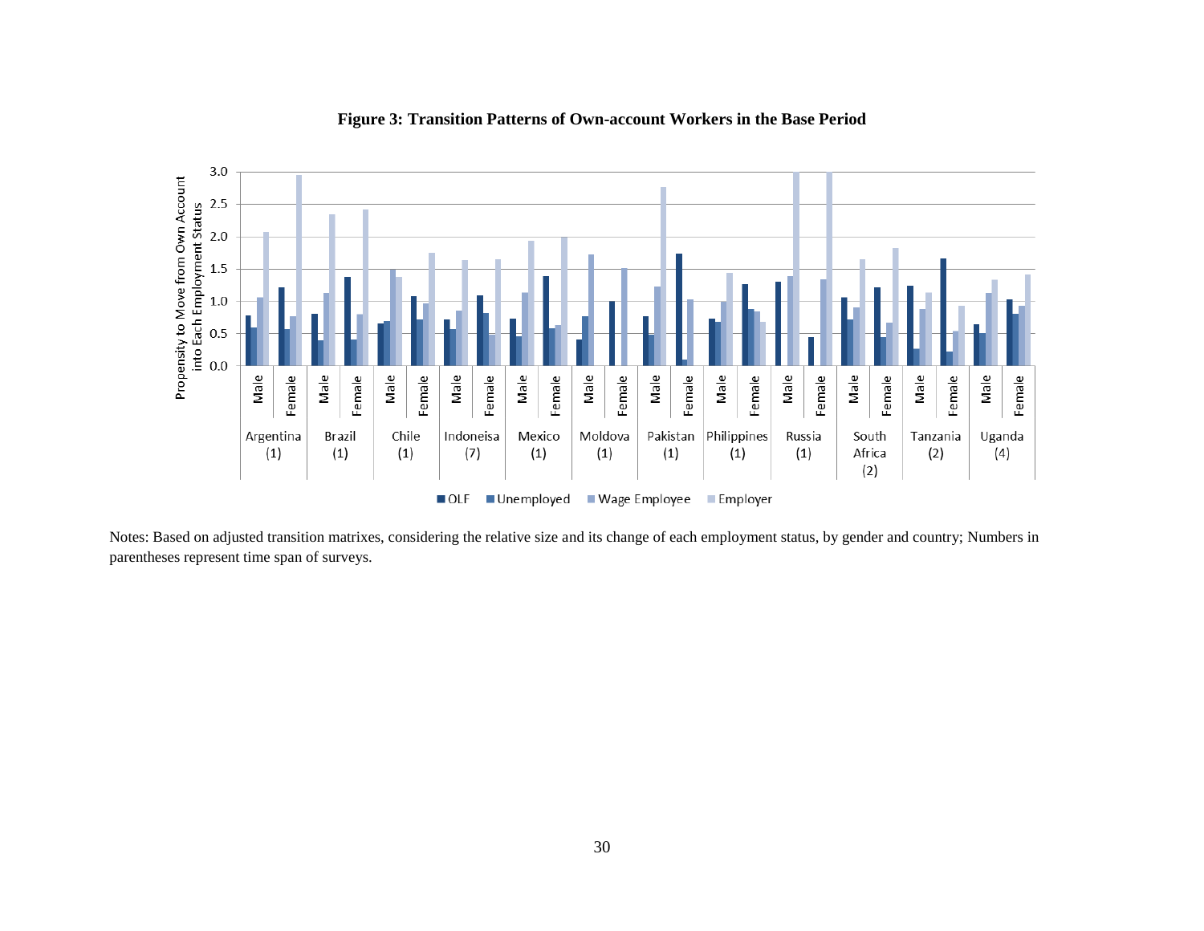**Figure 3: Transition Patterns of Own-account Workers in the Base Period**

Notes: Based on adjusted transition matrixes, considering the relative size and its change of each employment status, by gender and country; Numbers in parentheses represent time span of surveys.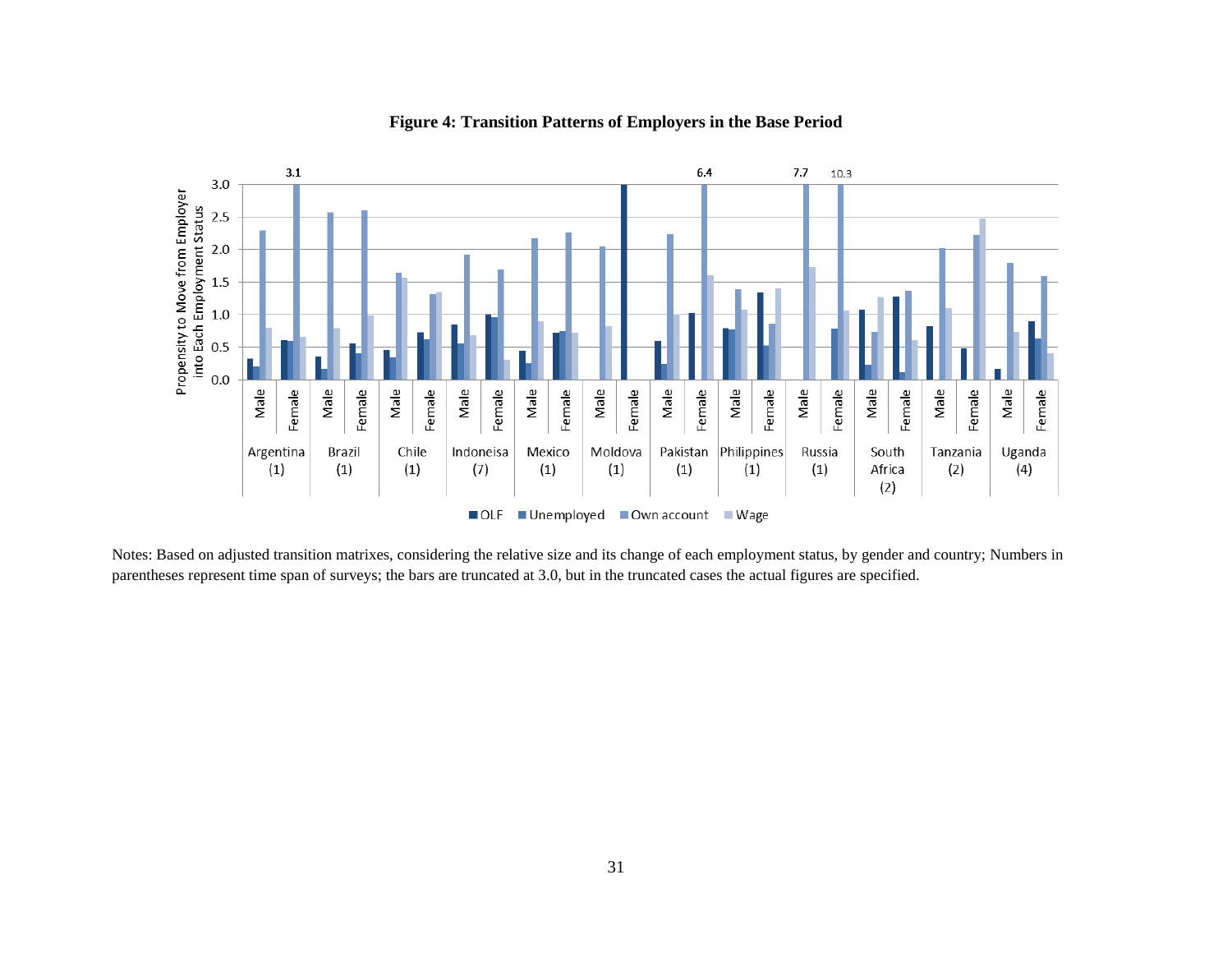**Figure 4: Transition Patterns of Employers in the Base Period**

Notes: Based on adjusted transition matrixes, considering the relative size and its change of each employment status, by gender and country; Numbers in parentheses represent time span of surveys; the bars are truncated at 3.0, but in the truncated cases the actual figures are specified.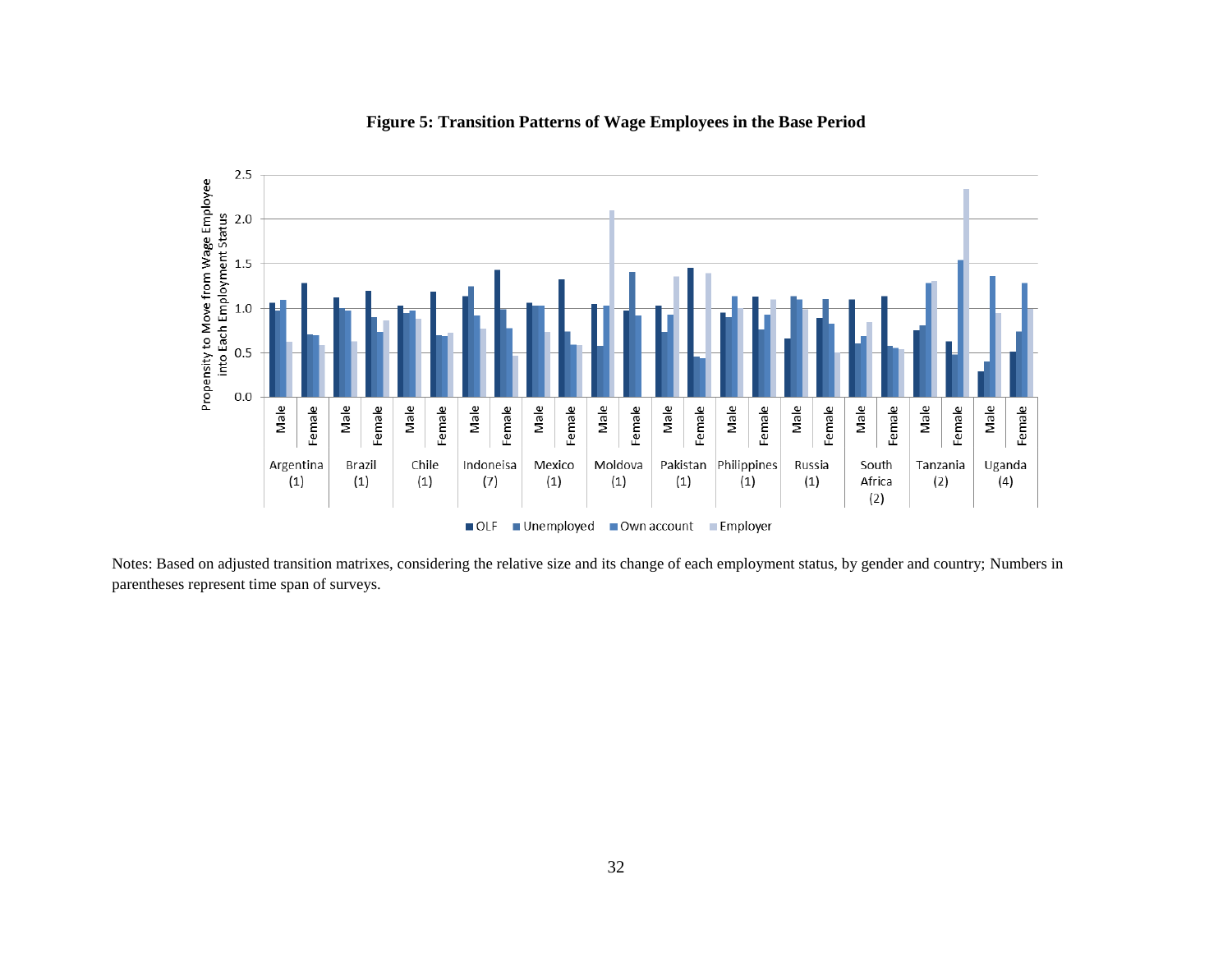**Figure 5: Transition Patterns of Wage Employees in the Base Period**

Notes: Based on adjusted transition matrixes, considering the relative size and its change of each employment status, by gender and country; Numbers in parentheses represent time span of surveys.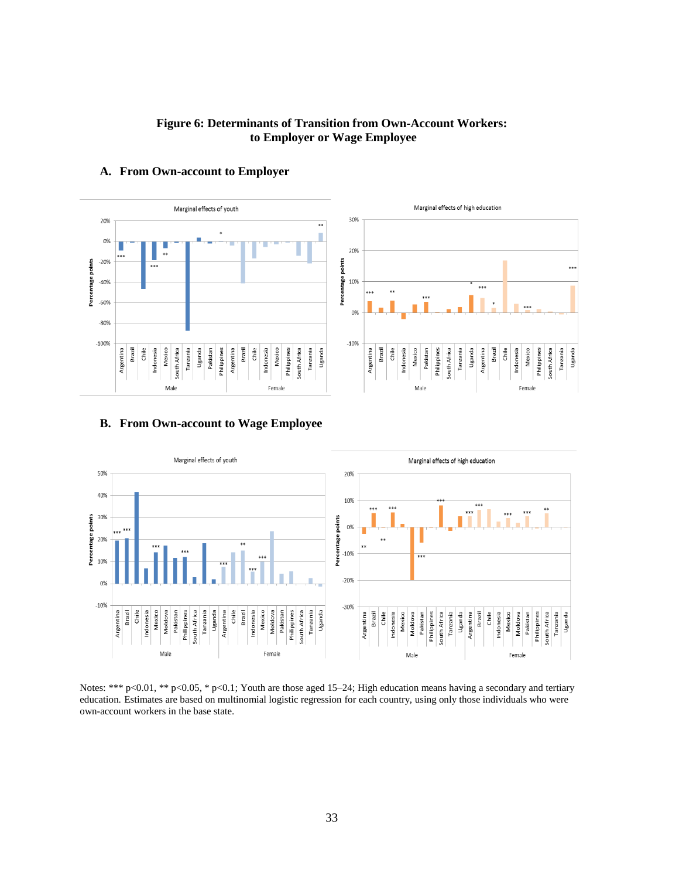**Figure 6: Determinants of Transition from Own-Account Workers: to Employer or Wage Employee**

### A. From Own-account to Employer

### B. From Own-account to Wage Employee

Notes: *** p<0.01, ** p<0.05, * p<0.1; Youth are those aged 15–24; High education means having a secondary and tertiary education. Estimates are based on multinomial logistic regression for each country, using only those individuals who were own-account workers in the base state.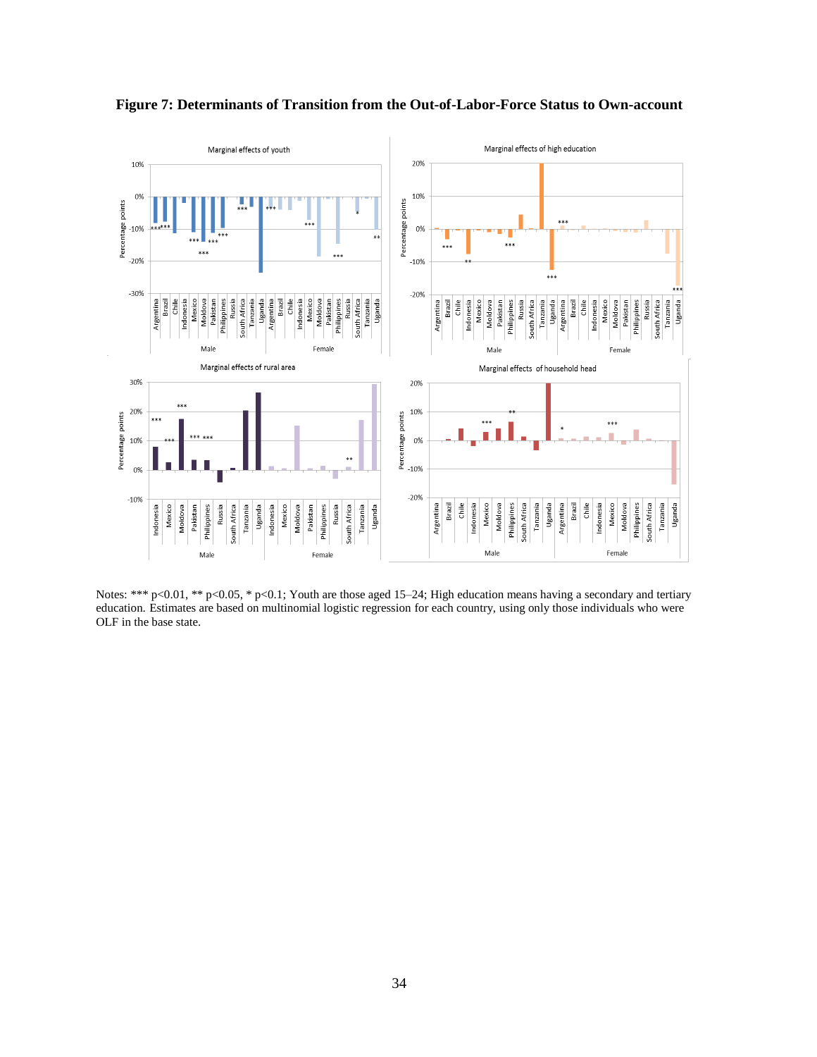**Figure 7: Determinants of Transition from the Out-of-Labor-Force Status to Own-account**

Notes: *** p<0.01, ** p<0.05, * p<0.1; Youth are those aged 15–24; High education means having a secondary and tertiary education. Estimates are based on multinomial logistic regression for each country, using only those individuals who were OLF in the base state.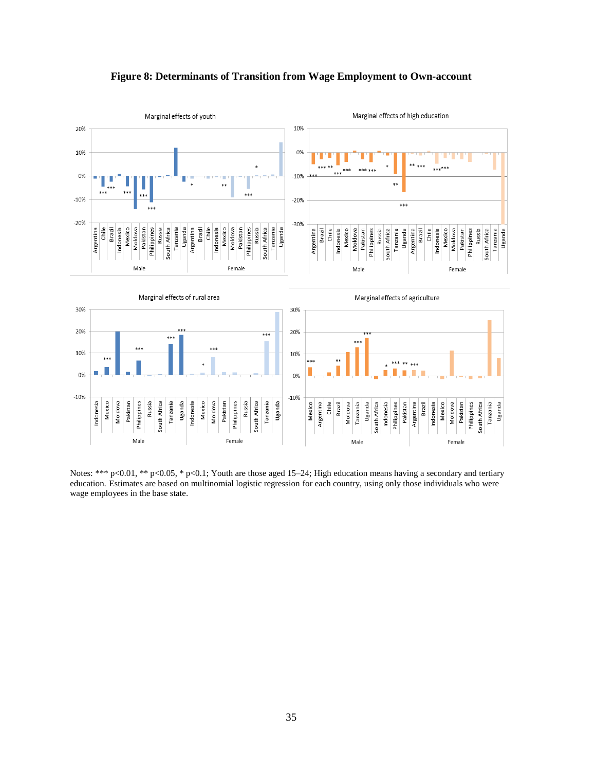# Figure 8: Determinants of Transition from Wage Employment to Own-account

Notes: *** p<0.01, ** p<0.05, * p<0.1; Youth are those aged 15–24; High education means having a secondary and tertiary education. Estimates are based on multinomial logistic regression for each country, using only those individuals who were wage employees in the base state.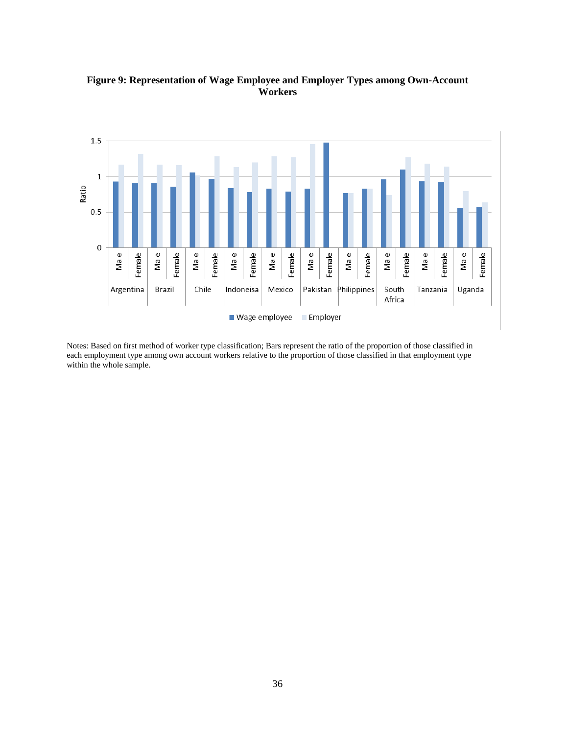**Figure 9: Representation of Wage Employee and Employer Types among Own-Account Workers**

Notes: Based on first method of worker type classification; Bars represent the ratio of the proportion of those classified in each employment type among own account workers relative to the proportion of those classified in that employment type within the whole sample.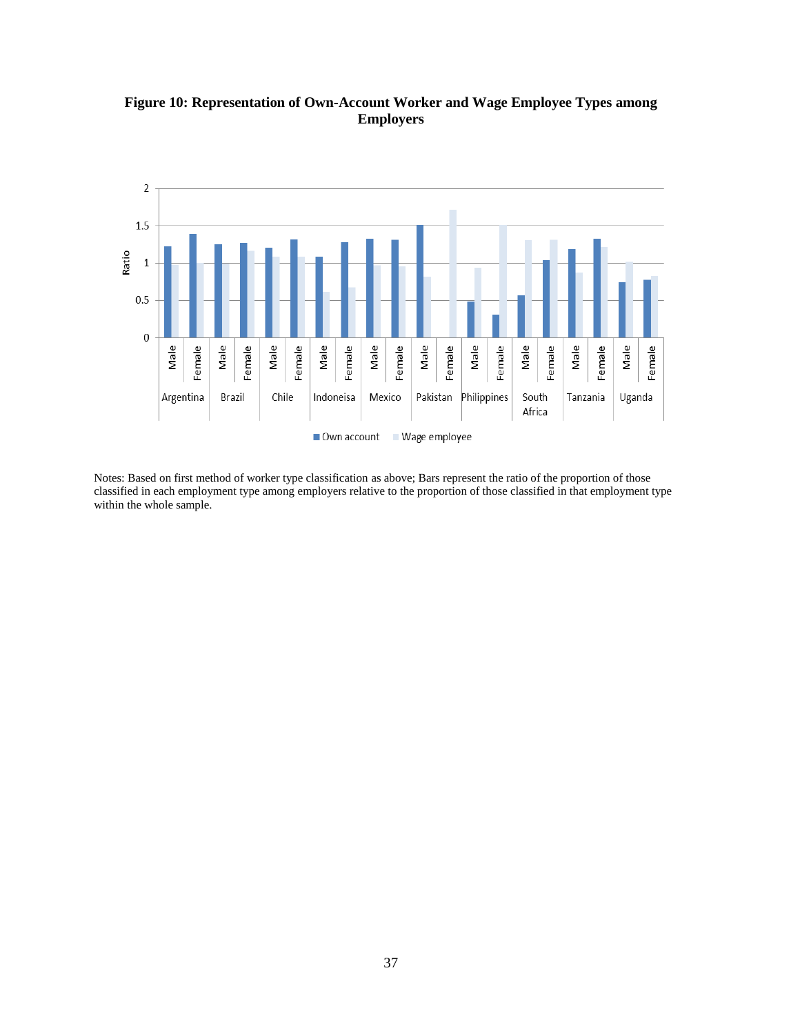**Figure 10: Representation of Own-Account Worker and Wage Employee Types among Employers**

Notes: Based on first method of worker type classification as above; Bars represent the ratio of the proportion of those classified in each employment type among employers relative to the proportion of those classified in that employment type within the whole sample.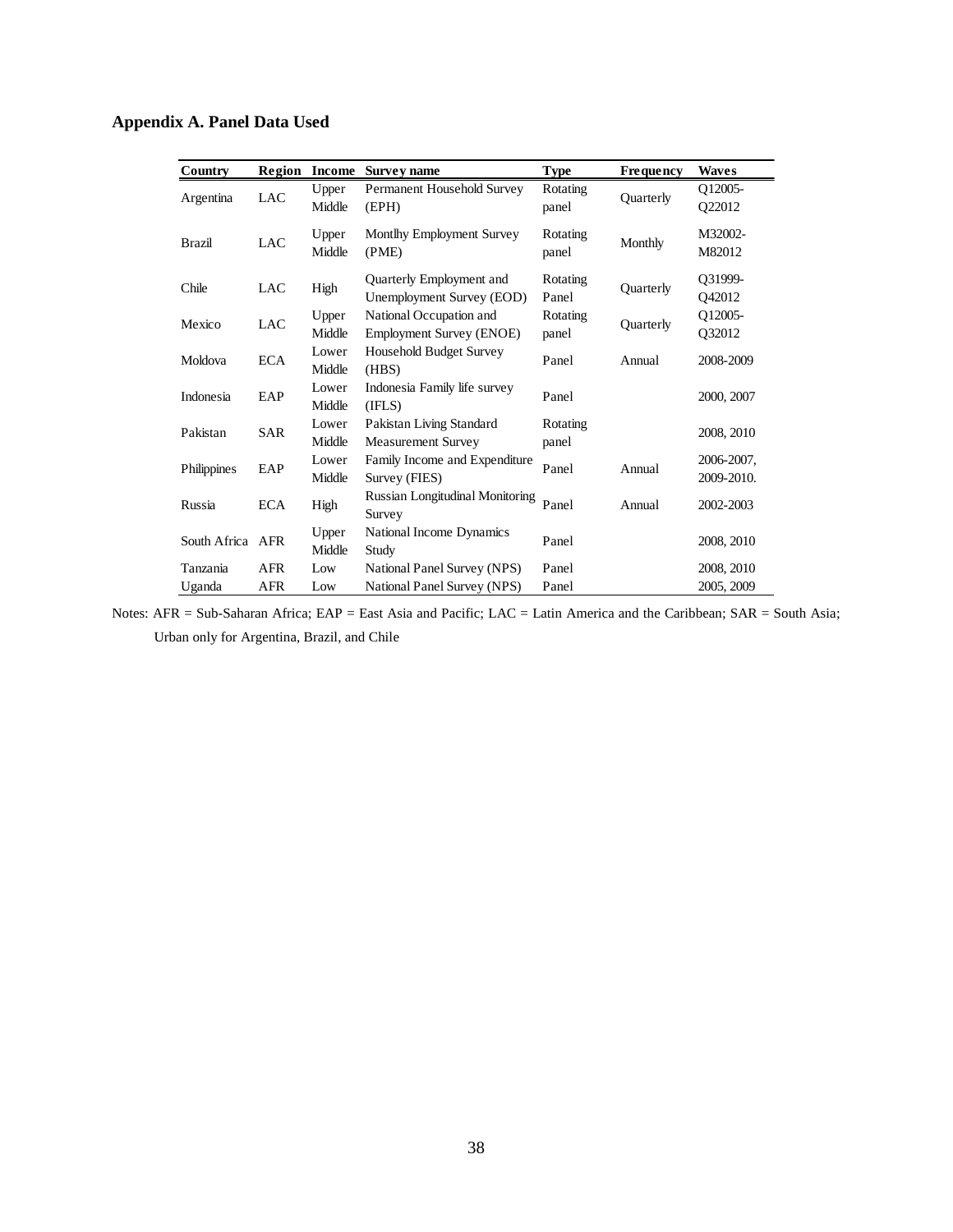## Appendix A. Panel Data Used

| Country | Region | Income | Survey name | Type | Frequency | Waves |
|---|---|---|---|---|---|---|
| Argentina | LAC | Upper Middle | Permanent Household Survey (EPH) | Rotating panel | Quarterly | Q12005-Q22012 |
| Brazil | LAC | Upper Middle | Montlhy Employment Survey (PME) | Rotating panel | Monthly | M32002-M82012 |
| Chile | LAC | High | Quarterly Employment and Unemployment Survey (EOD) | Rotating Panel | Quarterly | Q31999-Q42012 |
| Mexico | LAC | Upper Middle | National Occupation and Employment Survey (ENOE) | Rotating panel | Quarterly | Q12005-Q32012 |
| Moldova | ECA | Lower Middle | Household Budget Survey (HBS) | Panel | Annual | 2008-2009 |
| Indonesia | EAP | Lower Middle | Indonesia Family life survey (IFLS) | Panel | | 2000, 2007 |
| Pakistan | SAR | Lower Middle | Pakistan Living Standard Measurement Survey | Rotating panel | | 2008, 2010 |
| Philippines | EAP | Lower Middle | Family Income and Expenditure Survey (FIES) | Panel | Annual | 2006-2007, 2009-2010. |
| Russia | ECA | High | Russian Longitudinal Monitoring Survey | Panel | Annual | 2002-2003 |
| South Africa | AFR | Upper Middle | National Income Dynamics Study | Panel | | 2008, 2010 |
| Tanzania | AFR | Low | National Panel Survey (NPS) | Panel | | 2008, 2010 |
| Uganda | AFR | Low | National Panel Survey (NPS) | Panel | | 2005, 2009 |

Notes: AFR = Sub-Saharan Africa; EAP = East Asia and Pacific; LAC = Latin America and the Caribbean; SAR = South Asia; Urban only for Argentina, Brazil, and Chile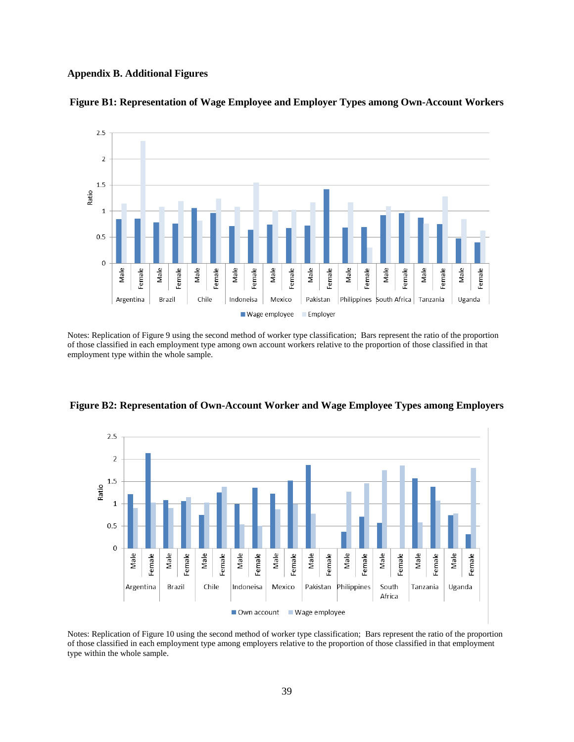## Appendix B. Additional Figures

**Figure B1: Representation of Wage Employee and Employer Types among Own-Account Workers**

2.5
2
1.5
1
0.5
0
Ratio
Male Female Male Female Male Female Male Female Male Female Male Female Male Female Male Female Male Female Male Female
Argentina Brazil Chile Indoneisa Mexico Pakistan Philippines South Africa Tanzania Uganda
Wage employee Employer

Notes: Replication of Figure 9 using the second method of worker type classification; Bars represent the ratio of the proportion of those classified in each employment type among own account workers relative to the proportion of those classified in that employment type within the whole sample.

**Figure B2: Representation of Own-Account Worker and Wage Employee Types among Employers**

2.5
2
1.5
1
0.5
0
Ratio
Male Female Male Female Male Female Male Female Male Female Male Female Male Female Male Female Male Female Male Female
Argentina Brazil Chile Indoneisa Mexico Pakistan Philippines South Africa Tanzania Uganda
Own account Wage employee

Notes: Replication of Figure 10 using the second method of worker type classification; Bars represent the ratio of the proportion of those classified in each employment type among employers relative to the proportion of those classified in that employment type within the whole sample.